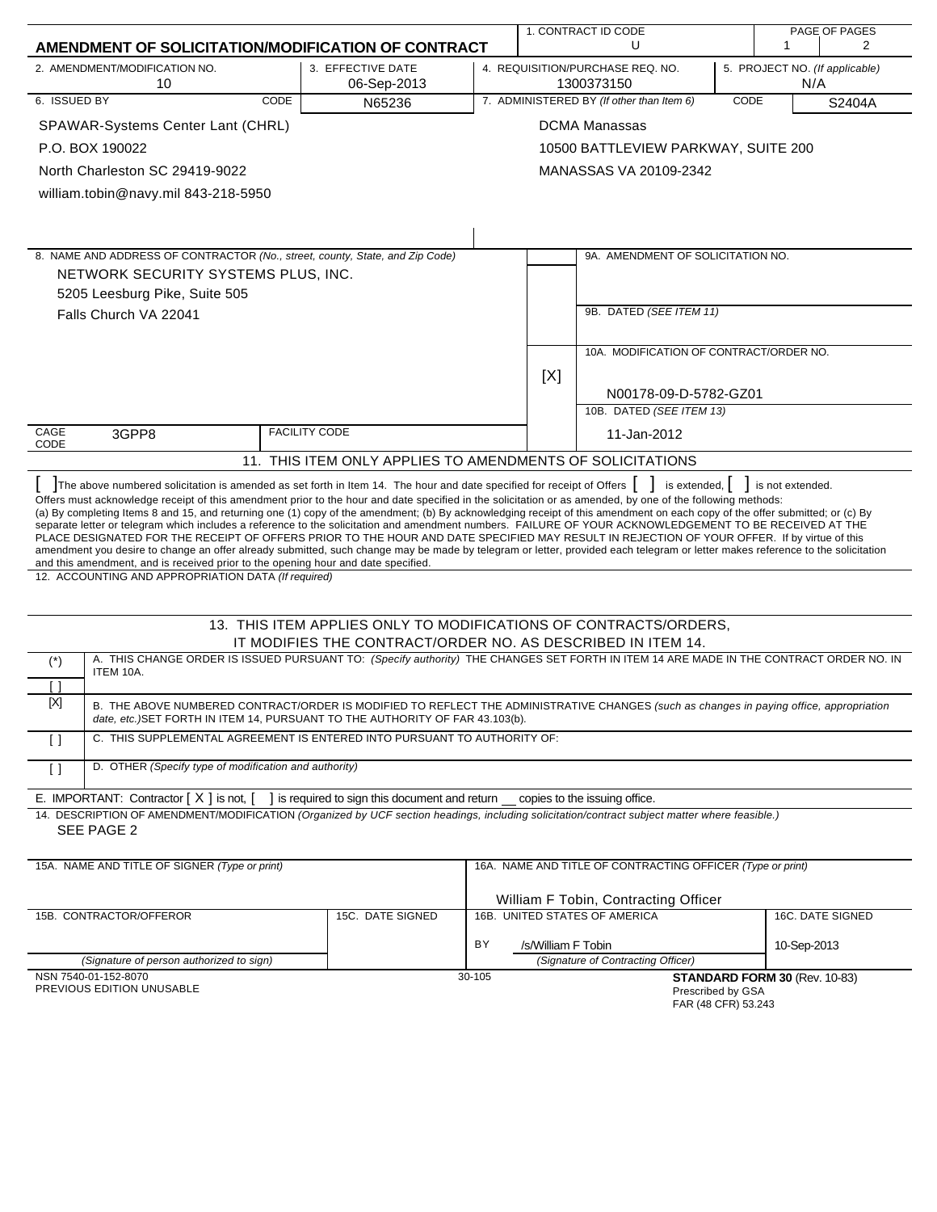# AMENDMENT OF SOLICITATION/MODIFICATION OF CONTRACT

| 1. CONTRACT ID CODE | PAGE OF PAGES |
|---|---|
| U | 1 / 2 |

| 2. AMENDMENT/MODIFICATION NO. | 3. EFFECTIVE DATE | 4. REQUISITION/PURCHASE REQ. NO. | 5. PROJECT NO. (If applicable) |
|---|---|---|---|
| 10 | 06-Sep-2013 | 1300373150 | N/A |

| 6. ISSUED BY | CODE | 7. ADMINISTERED BY (If other than Item 6) | CODE |
|---|---|---|---|
| SPAWAR-Systems Center Lant (CHRL)<br>P.O. BOX 190022<br>North Charleston SC 29419-9022<br>william.tobin@navy.mil 843-218-5950 | N65236 | DCMA Manassas<br>10500 BATTLEVIEW PARKWAY, SUITE 200<br>MANASSAS VA 20109-2342 | S2404A |

**8. NAME AND ADDRESS OF CONTRACTOR** (No., street, county, State, and Zip Code)

NETWORK SECURITY SYSTEMS PLUS, INC.
5205 Leesburg Pike, Suite 505
Falls Church VA 22041

CAGE CODE: 3GPP8 | FACILITY CODE:

| | |
|---|---|
| [ ] | 9A. AMENDMENT OF SOLICITATION NO. |
| | 9B. DATED (SEE ITEM 11) |
| [X] | 10A. MODIFICATION OF CONTRACT/ORDER NO. N00178-09-D-5782-GZ01 |
| | 10B. DATED (SEE ITEM 13) 11-Jan-2012 |

## 11. THIS ITEM ONLY APPLIES TO AMENDMENTS OF SOLICITATIONS

[ ] The above numbered solicitation is amended as set forth in Item 14. The hour and date specified for receipt of Offers [ ] is extended, [ ] is not extended.
Offers must acknowledge receipt of this amendment prior to the hour and date specified in the solicitation or as amended, by one of the following methods:
(a) By completing Items 8 and 15, and returning one (1) copy of the amendment; (b) By acknowledging receipt of this amendment on each copy of the offer submitted; or (c) By separate letter or telegram which includes a reference to the solicitation and amendment numbers. FAILURE OF YOUR ACKNOWLEDGEMENT TO BE RECEIVED AT THE PLACE DESIGNATED FOR THE RECEIPT OF OFFERS PRIOR TO THE HOUR AND DATE SPECIFIED MAY RESULT IN REJECTION OF YOUR OFFER. If by virtue of this amendment you desire to change an offer already submitted, such change may be made by telegram or letter, provided each telegram or letter makes reference to the solicitation and this amendment, and is received prior to the opening hour and date specified.

12. ACCOUNTING AND APPROPRIATION DATA (If required)

## 13. THIS ITEM APPLIES ONLY TO MODIFICATIONS OF CONTRACTS/ORDERS, IT MODIFIES THE CONTRACT/ORDER NO. AS DESCRIBED IN ITEM 14.

| | |
|---|---|
| (*) [ ] | A. THIS CHANGE ORDER IS ISSUED PURSUANT TO: (Specify authority) THE CHANGES SET FORTH IN ITEM 14 ARE MADE IN THE CONTRACT ORDER NO. IN ITEM 10A. |
| [X] | B. THE ABOVE NUMBERED CONTRACT/ORDER IS MODIFIED TO REFLECT THE ADMINISTRATIVE CHANGES (such as changes in paying office, appropriation date, etc.) SET FORTH IN ITEM 14, PURSUANT TO THE AUTHORITY OF FAR 43.103(b). |
| [ ] | C. THIS SUPPLEMENTAL AGREEMENT IS ENTERED INTO PURSUANT TO AUTHORITY OF: |
| [ ] | D. OTHER (Specify type of modification and authority) |

E. IMPORTANT: Contractor [ X ] is not, [ ] is required to sign this document and return __ copies to the issuing office.

14. DESCRIPTION OF AMENDMENT/MODIFICATION (Organized by UCF section headings, including solicitation/contract subject matter where feasible.)
SEE PAGE 2

| 15A. NAME AND TITLE OF SIGNER (Type or print) | | 16A. NAME AND TITLE OF CONTRACTING OFFICER (Type or print) | |
|---|---|---|---|
| | | William F Tobin, Contracting Officer | |
| 15B. CONTRACTOR/OFFEROR | 15C. DATE SIGNED | 16B. UNITED STATES OF AMERICA | 16C. DATE SIGNED |
| | | BY /s/William F Tobin | 10-Sep-2013 |
| (Signature of person authorized to sign) | | (Signature of Contracting Officer) | |

NSN 7540-01-152-8070
PREVIOUS EDITION UNUSABLE
30-105
**STANDARD FORM 30** (Rev. 10-83)
Prescribed by GSA
FAR (48 CFR) 53.243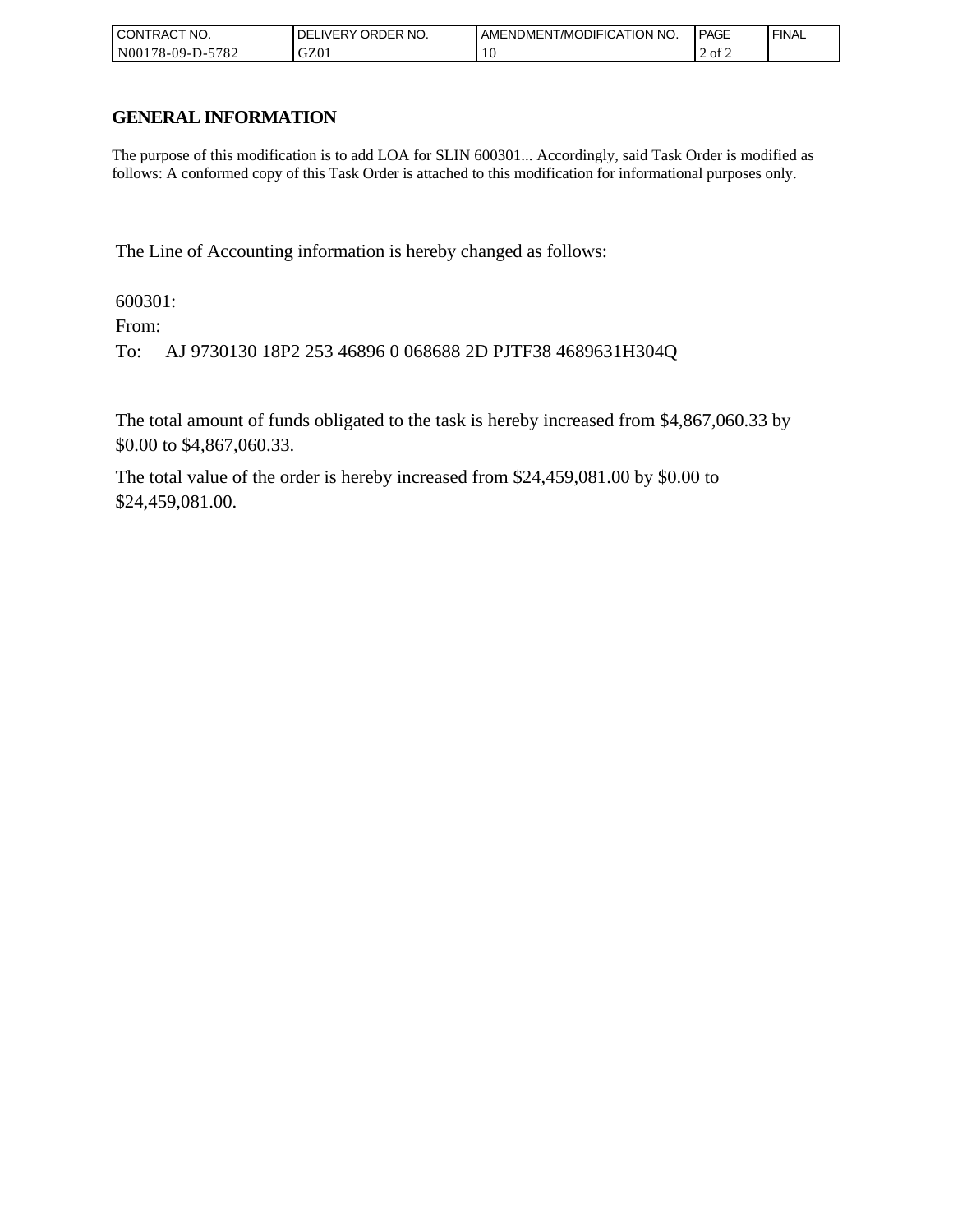| CONTRACT NO. | DELIVERY ORDER NO. | AMENDMENT/MODIFICATION NO. | PAGE | FINAL |
| --- | --- | --- | --- | --- |
| N00178-09-D-5782 | GZ01 | 10 | 2 of 2 | |

## GENERAL INFORMATION

The purpose of this modification is to add LOA for SLIN 600301... Accordingly, said Task Order is modified as follows: A conformed copy of this Task Order is attached to this modification for informational purposes only.

The Line of Accounting information is hereby changed as follows:

600301:

From:

To: AJ 9730130 18P2 253 46896 0 068688 2D PJTF38 4689631H304Q

The total amount of funds obligated to the task is hereby increased from $4,867,060.33 by $0.00 to $4,867,060.33.

The total value of the order is hereby increased from $24,459,081.00 by $0.00 to $24,459,081.00.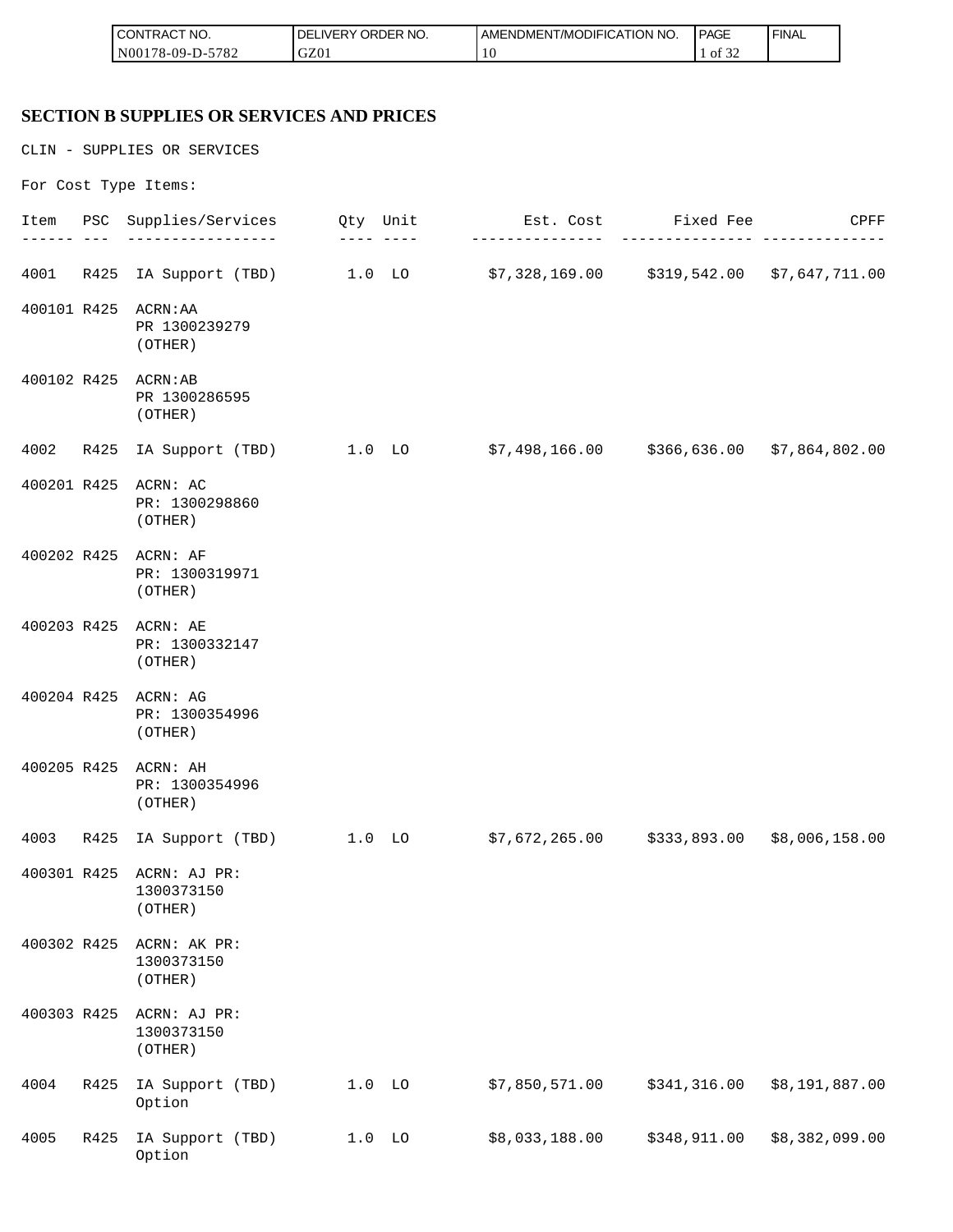| CONTRACT NO. | DELIVERY ORDER NO. | AMENDMENT/MODIFICATION NO. | PAGE | FINAL |
| --- | --- | --- | --- | --- |
| N00178-09-D-5782 | GZ01 | 10 | 1 of 32 | |

## SECTION B SUPPLIES OR SERVICES AND PRICES

CLIN - SUPPLIES OR SERVICES

For Cost Type Items:

| Item | PSC | Supplies/Services | Qty | Unit | Est. Cost | Fixed Fee | CPFF |
| --- | --- | --- | --- | --- | --- | --- | --- |
| 4001 | R425 | IA Support (TBD) | 1.0 | LO | $7,328,169.00 | $319,542.00 | $7,647,711.00 |
| 400101 | R425 | ACRN:AA PR 1300239279 (OTHER) | | | | | |
| 400102 | R425 | ACRN:AB PR 1300286595 (OTHER) | | | | | |
| 4002 | R425 | IA Support (TBD) | 1.0 | LO | $7,498,166.00 | $366,636.00 | $7,864,802.00 |
| 400201 | R425 | ACRN: AC PR: 1300298860 (OTHER) | | | | | |
| 400202 | R425 | ACRN: AF PR: 1300319971 (OTHER) | | | | | |
| 400203 | R425 | ACRN: AE PR: 1300332147 (OTHER) | | | | | |
| 400204 | R425 | ACRN: AG PR: 1300354996 (OTHER) | | | | | |
| 400205 | R425 | ACRN: AH PR: 1300354996 (OTHER) | | | | | |
| 4003 | R425 | IA Support (TBD) | 1.0 | LO | $7,672,265.00 | $333,893.00 | $8,006,158.00 |
| 400301 | R425 | ACRN: AJ PR: 1300373150 (OTHER) | | | | | |
| 400302 | R425 | ACRN: AK PR: 1300373150 (OTHER) | | | | | |
| 400303 | R425 | ACRN: AJ PR: 1300373150 (OTHER) | | | | | |
| 4004 | R425 | IA Support (TBD) Option | 1.0 | LO | $7,850,571.00 | $341,316.00 | $8,191,887.00 |
| 4005 | R425 | IA Support (TBD) Option | 1.0 | LO | $8,033,188.00 | $348,911.00 | $8,382,099.00 |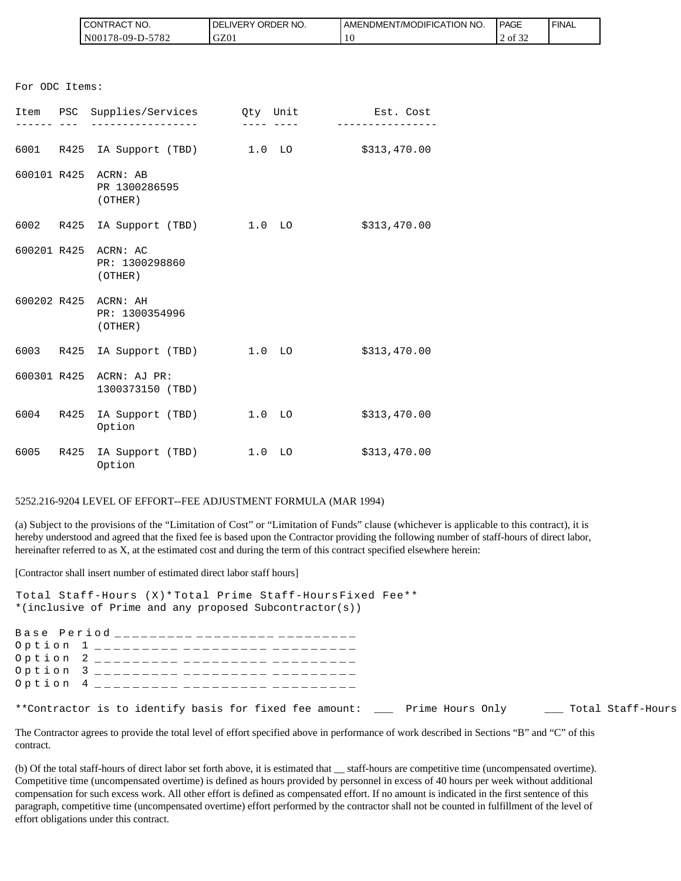For ODC Items:

| Item | PSC | Supplies/Services | Qty | Unit | Est. Cost |
|---|---|---|---|---|---|
| 6001 | R425 | IA Support (TBD) | 1.0 | LO | $313,470.00 |
| 600101 | R425 | ACRN: AB<br>PR 1300286595<br>(OTHER) | | | |
| 6002 | R425 | IA Support (TBD) | 1.0 | LO | $313,470.00 |
| 600201 | R425 | ACRN: AC<br>PR: 1300298860<br>(OTHER) | | | |
| 600202 | R425 | ACRN: AH<br>PR: 1300354996<br>(OTHER) | | | |
| 6003 | R425 | IA Support (TBD) | 1.0 | LO | $313,470.00 |
| 600301 | R425 | ACRN: AJ PR:<br>1300373150 (TBD) | | | |
| 6004 | R425 | IA Support (TBD)<br>Option | 1.0 | LO | $313,470.00 |
| 6005 | R425 | IA Support (TBD)<br>Option | 1.0 | LO | $313,470.00 |

5252.216-9204 LEVEL OF EFFORT--FEE ADJUSTMENT FORMULA (MAR 1994)

(a) Subject to the provisions of the "Limitation of Cost" or "Limitation of Funds" clause (whichever is applicable to this contract), it is hereby understood and agreed that the fixed fee is based upon the Contractor providing the following number of staff-hours of direct labor, hereinafter referred to as X, at the estimated cost and during the term of this contract specified elsewhere herein:

[Contractor shall insert number of estimated direct labor staff hours]

| | Total Staff-Hours (X)* | Total Prime Staff-Hours | Fixed Fee** |
|---|---|---|---|
| Base Period | _________ | _________ | _________ |
| Option 1 | _________ | _________ | _________ |
| Option 2 | _________ | _________ | _________ |
| Option 3 | _________ | _________ | _________ |
| Option 4 | _________ | _________ | _________ |

*(inclusive of Prime and any proposed Subcontractor(s))

**Contractor is to identify basis for fixed fee amount: ___ Prime Hours Only ___ Total Staff-Hours

The Contractor agrees to provide the total level of effort specified above in performance of work described in Sections "B" and "C" of this contract.

(b) Of the total staff-hours of direct labor set forth above, it is estimated that __ staff-hours are competitive time (uncompensated overtime). Competitive time (uncompensated overtime) is defined as hours provided by personnel in excess of 40 hours per week without additional compensation for such excess work. All other effort is defined as compensated effort. If no amount is indicated in the first sentence of this paragraph, competitive time (uncompensated overtime) effort performed by the contractor shall not be counted in fulfillment of the level of effort obligations under this contract.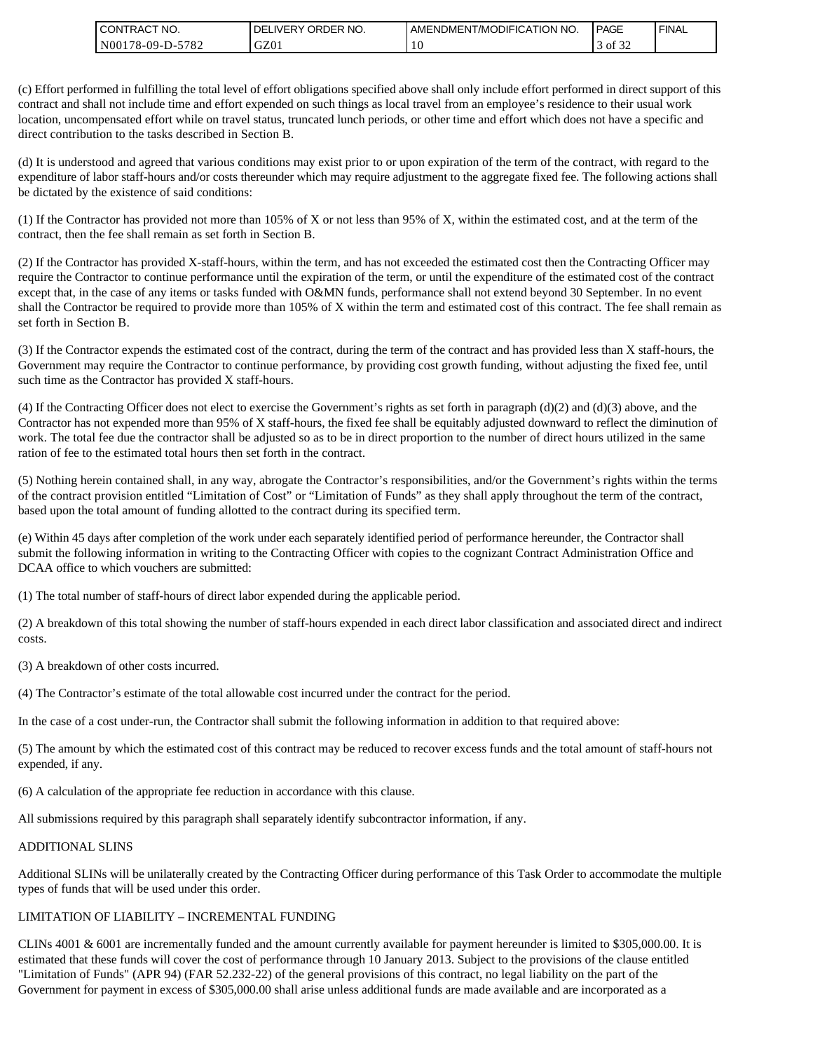(c) Effort performed in fulfilling the total level of effort obligations specified above shall only include effort performed in direct support of this contract and shall not include time and effort expended on such things as local travel from an employee's residence to their usual work location, uncompensated effort while on travel status, truncated lunch periods, or other time and effort which does not have a specific and direct contribution to the tasks described in Section B.

(d) It is understood and agreed that various conditions may exist prior to or upon expiration of the term of the contract, with regard to the expenditure of labor staff-hours and/or costs thereunder which may require adjustment to the aggregate fixed fee. The following actions shall be dictated by the existence of said conditions:

(1) If the Contractor has provided not more than 105% of X or not less than 95% of X, within the estimated cost, and at the term of the contract, then the fee shall remain as set forth in Section B.

(2) If the Contractor has provided X-staff-hours, within the term, and has not exceeded the estimated cost then the Contracting Officer may require the Contractor to continue performance until the expiration of the term, or until the expenditure of the estimated cost of the contract except that, in the case of any items or tasks funded with O&MN funds, performance shall not extend beyond 30 September. In no event shall the Contractor be required to provide more than 105% of X within the term and estimated cost of this contract. The fee shall remain as set forth in Section B.

(3) If the Contractor expends the estimated cost of the contract, during the term of the contract and has provided less than X staff-hours, the Government may require the Contractor to continue performance, by providing cost growth funding, without adjusting the fixed fee, until such time as the Contractor has provided X staff-hours.

(4) If the Contracting Officer does not elect to exercise the Government's rights as set forth in paragraph (d)(2) and (d)(3) above, and the Contractor has not expended more than 95% of X staff-hours, the fixed fee shall be equitably adjusted downward to reflect the diminution of work. The total fee due the contractor shall be adjusted so as to be in direct proportion to the number of direct hours utilized in the same ration of fee to the estimated total hours then set forth in the contract.

(5) Nothing herein contained shall, in any way, abrogate the Contractor's responsibilities, and/or the Government's rights within the terms of the contract provision entitled "Limitation of Cost" or "Limitation of Funds" as they shall apply throughout the term of the contract, based upon the total amount of funding allotted to the contract during its specified term.

(e) Within 45 days after completion of the work under each separately identified period of performance hereunder, the Contractor shall submit the following information in writing to the Contracting Officer with copies to the cognizant Contract Administration Office and DCAA office to which vouchers are submitted:

(1) The total number of staff-hours of direct labor expended during the applicable period.

(2) A breakdown of this total showing the number of staff-hours expended in each direct labor classification and associated direct and indirect costs.

(3) A breakdown of other costs incurred.

(4) The Contractor's estimate of the total allowable cost incurred under the contract for the period.

In the case of a cost under-run, the Contractor shall submit the following information in addition to that required above:

(5) The amount by which the estimated cost of this contract may be reduced to recover excess funds and the total amount of staff-hours not expended, if any.

(6) A calculation of the appropriate fee reduction in accordance with this clause.

All submissions required by this paragraph shall separately identify subcontractor information, if any.

ADDITIONAL SLINS

Additional SLINs will be unilaterally created by the Contracting Officer during performance of this Task Order to accommodate the multiple types of funds that will be used under this order.

LIMITATION OF LIABILITY – INCREMENTAL FUNDING

CLINs 4001 & 6001 are incrementally funded and the amount currently available for payment hereunder is limited to $305,000.00. It is estimated that these funds will cover the cost of performance through 10 January 2013. Subject to the provisions of the clause entitled "Limitation of Funds" (APR 94) (FAR 52.232-22) of the general provisions of this contract, no legal liability on the part of the Government for payment in excess of $305,000.00 shall arise unless additional funds are made available and are incorporated as a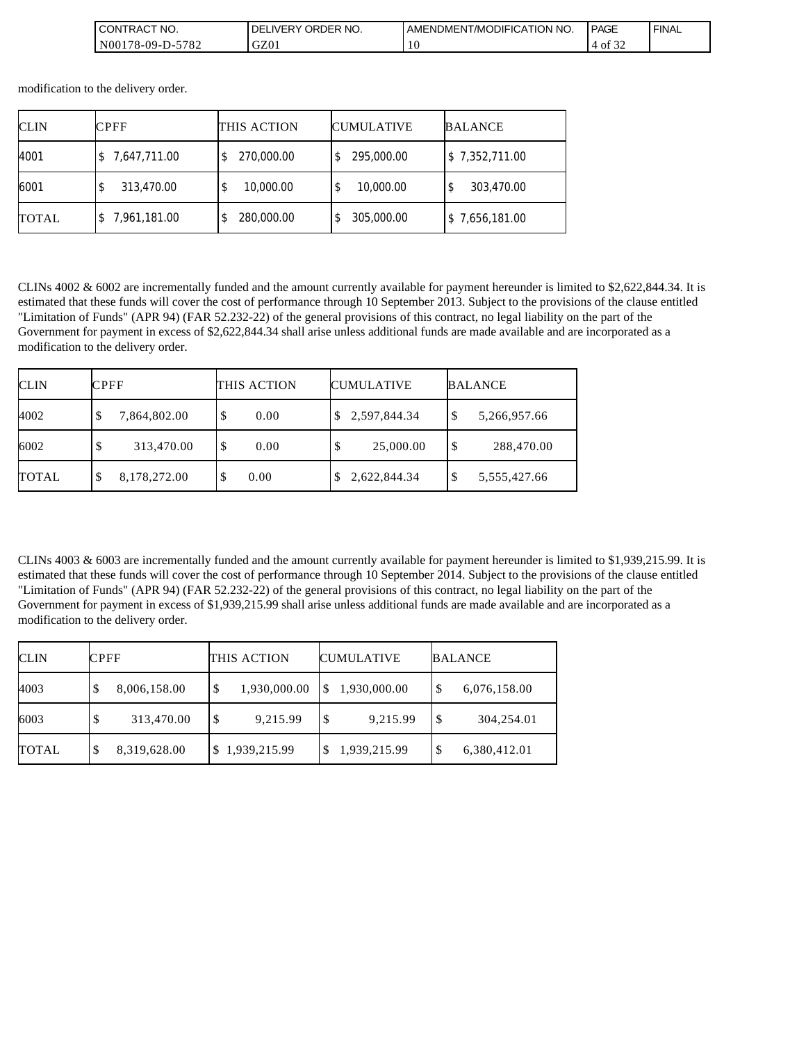modification to the delivery order.

| CLIN | CPFF | THIS ACTION | CUMULATIVE | BALANCE |
|---|---|---|---|---|
| 4001 | $ 7,647,711.00 | $ 270,000.00 | $ 295,000.00 | $ 7,352,711.00 |
| 6001 | $ 313,470.00 | $ 10,000.00 | $ 10,000.00 | $ 303,470.00 |
| TOTAL | $ 7,961,181.00 | $ 280,000.00 | $ 305,000.00 | $ 7,656,181.00 |

CLINs 4002 & 6002 are incrementally funded and the amount currently available for payment hereunder is limited to $2,622,844.34. It is estimated that these funds will cover the cost of performance through 10 September 2013. Subject to the provisions of the clause entitled "Limitation of Funds" (APR 94) (FAR 52.232-22) of the general provisions of this contract, no legal liability on the part of the Government for payment in excess of $2,622,844.34 shall arise unless additional funds are made available and are incorporated as a modification to the delivery order.

| CLIN | CPFF | THIS ACTION | CUMULATIVE | BALANCE |
|---|---|---|---|---|
| 4002 | $ 7,864,802.00 | $ 0.00 | $ 2,597,844.34 | $ 5,266,957.66 |
| 6002 | $ 313,470.00 | $ 0.00 | $ 25,000.00 | $ 288,470.00 |
| TOTAL | $ 8,178,272.00 | $ 0.00 | $ 2,622,844.34 | $ 5,555,427.66 |

CLINs 4003 & 6003 are incrementally funded and the amount currently available for payment hereunder is limited to $1,939,215.99. It is estimated that these funds will cover the cost of performance through 10 September 2014. Subject to the provisions of the clause entitled "Limitation of Funds" (APR 94) (FAR 52.232-22) of the general provisions of this contract, no legal liability on the part of the Government for payment in excess of $1,939,215.99 shall arise unless additional funds are made available and are incorporated as a modification to the delivery order.

| CLIN | CPFF | THIS ACTION | CUMULATIVE | BALANCE |
|---|---|---|---|---|
| 4003 | $ 8,006,158.00 | $ 1,930,000.00 | $ 1,930,000.00 | $ 6,076,158.00 |
| 6003 | $ 313,470.00 | $ 9,215.99 | $ 9,215.99 | $ 304,254.01 |
| TOTAL | $ 8,319,628.00 | $ 1,939,215.99 | $ 1,939,215.99 | $ 6,380,412.01 |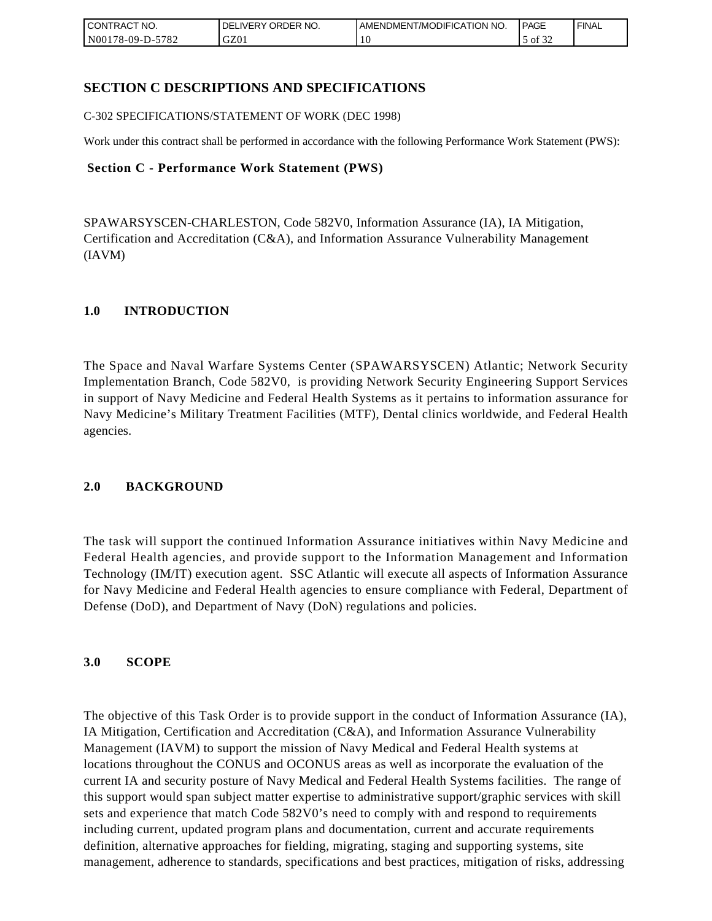# SECTION C DESCRIPTIONS AND SPECIFICATIONS

C-302 SPECIFICATIONS/STATEMENT OF WORK (DEC 1998)

Work under this contract shall be performed in accordance with the following Performance Work Statement (PWS):

## Section C - Performance Work Statement (PWS)

SPAWARSYSCEN-CHARLESTON, Code 582V0, Information Assurance (IA), IA Mitigation, Certification and Accreditation (C&A), and Information Assurance Vulnerability Management (IAVM)

## 1.0 INTRODUCTION

The Space and Naval Warfare Systems Center (SPAWARSYSCEN) Atlantic; Network Security Implementation Branch, Code 582V0, is providing Network Security Engineering Support Services in support of Navy Medicine and Federal Health Systems as it pertains to information assurance for Navy Medicine's Military Treatment Facilities (MTF), Dental clinics worldwide, and Federal Health agencies.

## 2.0 BACKGROUND

The task will support the continued Information Assurance initiatives within Navy Medicine and Federal Health agencies, and provide support to the Information Management and Information Technology (IM/IT) execution agent. SSC Atlantic will execute all aspects of Information Assurance for Navy Medicine and Federal Health agencies to ensure compliance with Federal, Department of Defense (DoD), and Department of Navy (DoN) regulations and policies.

## 3.0 SCOPE

The objective of this Task Order is to provide support in the conduct of Information Assurance (IA), IA Mitigation, Certification and Accreditation (C&A), and Information Assurance Vulnerability Management (IAVM) to support the mission of Navy Medical and Federal Health systems at locations throughout the CONUS and OCONUS areas as well as incorporate the evaluation of the current IA and security posture of Navy Medical and Federal Health Systems facilities. The range of this support would span subject matter expertise to administrative support/graphic services with skill sets and experience that match Code 582V0's need to comply with and respond to requirements including current, updated program plans and documentation, current and accurate requirements definition, alternative approaches for fielding, migrating, staging and supporting systems, site management, adherence to standards, specifications and best practices, mitigation of risks, addressing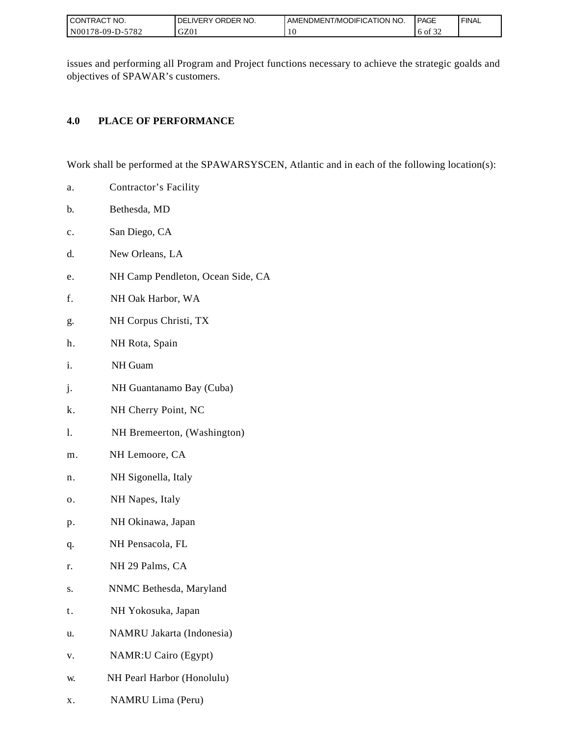issues and performing all Program and Project functions necessary to achieve the strategic goalds and objectives of SPAWAR's customers.

## 4.0 PLACE OF PERFORMANCE

Work shall be performed at the SPAWARSYSCEN, Atlantic and in each of the following location(s):

a. Contractor's Facility

b. Bethesda, MD

c. San Diego, CA

d. New Orleans, LA

e. NH Camp Pendleton, Ocean Side, CA

f. NH Oak Harbor, WA

g. NH Corpus Christi, TX

h. NH Rota, Spain

i. NH Guam

j. NH Guantanamo Bay (Cuba)

k. NH Cherry Point, NC

l. NH Bremeerton, (Washington)

m. NH Lemoore, CA

n. NH Sigonella, Italy

o. NH Napes, Italy

p. NH Okinawa, Japan

q. NH Pensacola, FL

r. NH 29 Palms, CA

s. NNMC Bethesda, Maryland

t. NH Yokosuka, Japan

u. NAMRU Jakarta (Indonesia)

v. NAMR:U Cairo (Egypt)

w. NH Pearl Harbor (Honolulu)

x. NAMRU Lima (Peru)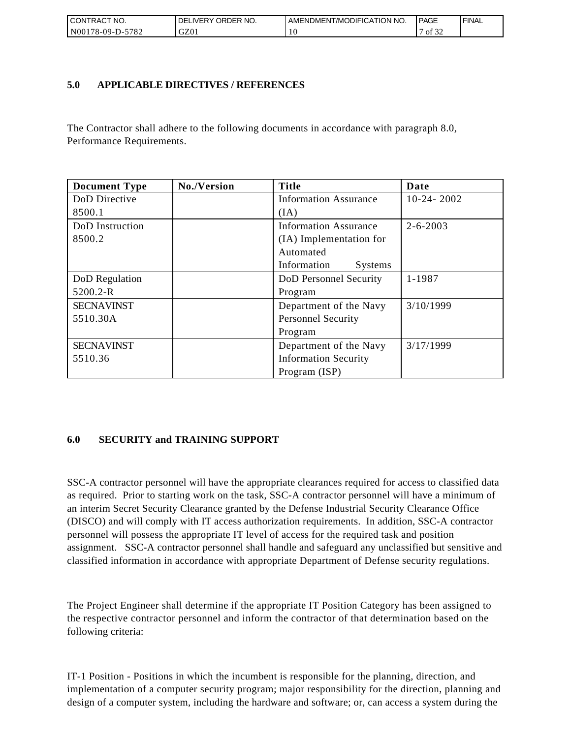## 5.0 APPLICABLE DIRECTIVES / REFERENCES

The Contractor shall adhere to the following documents in accordance with paragraph 8.0, Performance Requirements.

| Document Type | No./Version | Title | Date |
|---|---|---|---|
| DoD Directive 8500.1 | | Information Assurance (IA) | 10-24- 2002 |
| DoD Instruction 8500.2 | | Information Assurance (IA) Implementation for Automated Information Systems | 2-6-2003 |
| DoD Regulation 5200.2-R | | DoD Personnel Security Program | 1-1987 |
| SECNAVINST 5510.30A | | Department of the Navy Personnel Security Program | 3/10/1999 |
| SECNAVINST 5510.36 | | Department of the Navy Information Security Program (ISP) | 3/17/1999 |

## 6.0 SECURITY and TRAINING SUPPORT

SSC-A contractor personnel will have the appropriate clearances required for access to classified data as required. Prior to starting work on the task, SSC-A contractor personnel will have a minimum of an interim Secret Security Clearance granted by the Defense Industrial Security Clearance Office (DISCO) and will comply with IT access authorization requirements. In addition, SSC-A contractor personnel will possess the appropriate IT level of access for the required task and position assignment. SSC-A contractor personnel shall handle and safeguard any unclassified but sensitive and classified information in accordance with appropriate Department of Defense security regulations.

The Project Engineer shall determine if the appropriate IT Position Category has been assigned to the respective contractor personnel and inform the contractor of that determination based on the following criteria:

IT-1 Position - Positions in which the incumbent is responsible for the planning, direction, and implementation of a computer security program; major responsibility for the direction, planning and design of a computer system, including the hardware and software; or, can access a system during the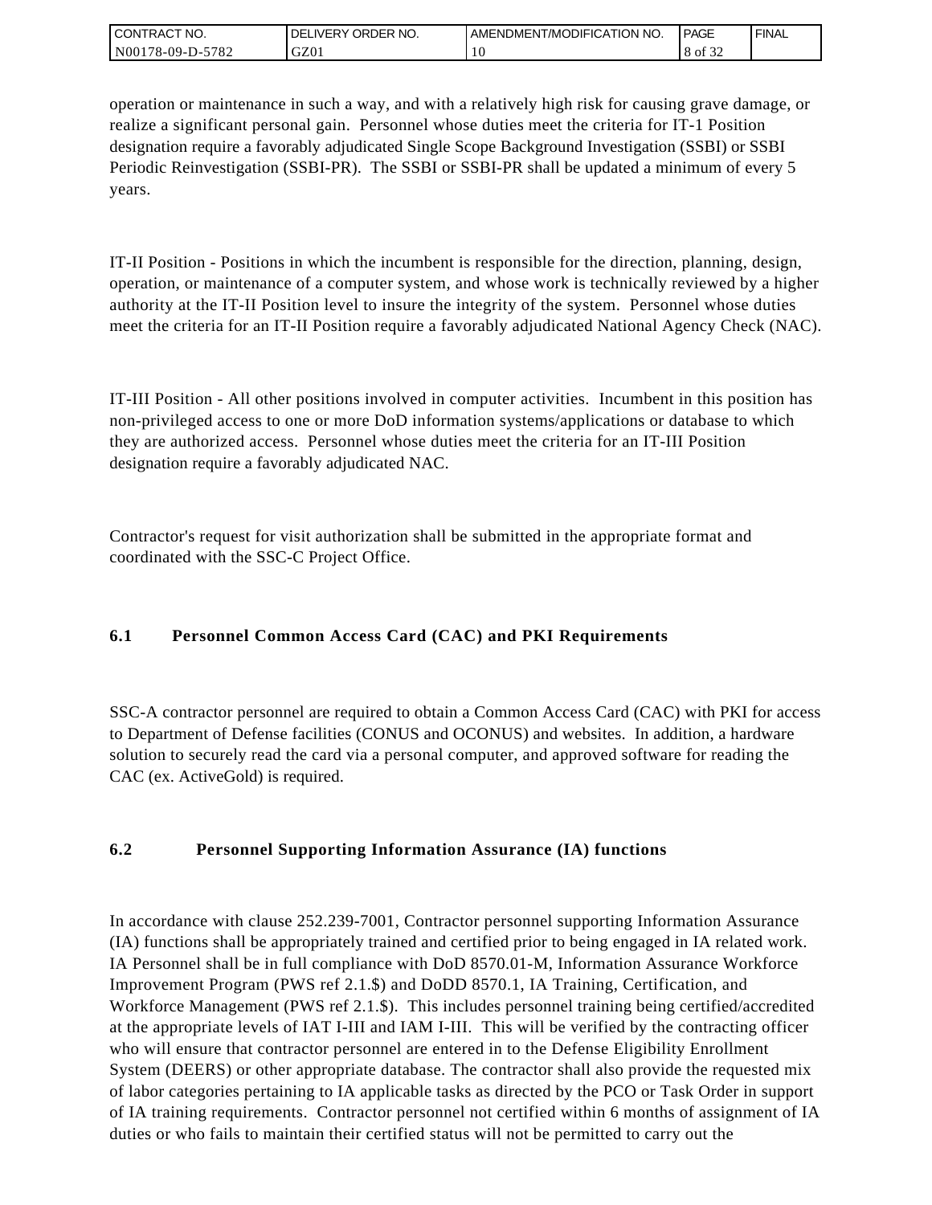operation or maintenance in such a way, and with a relatively high risk for causing grave damage, or realize a significant personal gain. Personnel whose duties meet the criteria for IT-1 Position designation require a favorably adjudicated Single Scope Background Investigation (SSBI) or SSBI Periodic Reinvestigation (SSBI-PR). The SSBI or SSBI-PR shall be updated a minimum of every 5 years.

IT-II Position - Positions in which the incumbent is responsible for the direction, planning, design, operation, or maintenance of a computer system, and whose work is technically reviewed by a higher authority at the IT-II Position level to insure the integrity of the system. Personnel whose duties meet the criteria for an IT-II Position require a favorably adjudicated National Agency Check (NAC).

IT-III Position - All other positions involved in computer activities. Incumbent in this position has non-privileged access to one or more DoD information systems/applications or database to which they are authorized access. Personnel whose duties meet the criteria for an IT-III Position designation require a favorably adjudicated NAC.

Contractor's request for visit authorization shall be submitted in the appropriate format and coordinated with the SSC-C Project Office.

### 6.1 Personnel Common Access Card (CAC) and PKI Requirements

SSC-A contractor personnel are required to obtain a Common Access Card (CAC) with PKI for access to Department of Defense facilities (CONUS and OCONUS) and websites. In addition, a hardware solution to securely read the card via a personal computer, and approved software for reading the CAC (ex. ActiveGold) is required.

### 6.2 Personnel Supporting Information Assurance (IA) functions

In accordance with clause 252.239-7001, Contractor personnel supporting Information Assurance (IA) functions shall be appropriately trained and certified prior to being engaged in IA related work. IA Personnel shall be in full compliance with DoD 8570.01-M, Information Assurance Workforce Improvement Program (PWS ref 2.1.$) and DoDD 8570.1, IA Training, Certification, and Workforce Management (PWS ref 2.1.$). This includes personnel training being certified/accredited at the appropriate levels of IAT I-III and IAM I-III. This will be verified by the contracting officer who will ensure that contractor personnel are entered in to the Defense Eligibility Enrollment System (DEERS) or other appropriate database. The contractor shall also provide the requested mix of labor categories pertaining to IA applicable tasks as directed by the PCO or Task Order in support of IA training requirements. Contractor personnel not certified within 6 months of assignment of IA duties or who fails to maintain their certified status will not be permitted to carry out the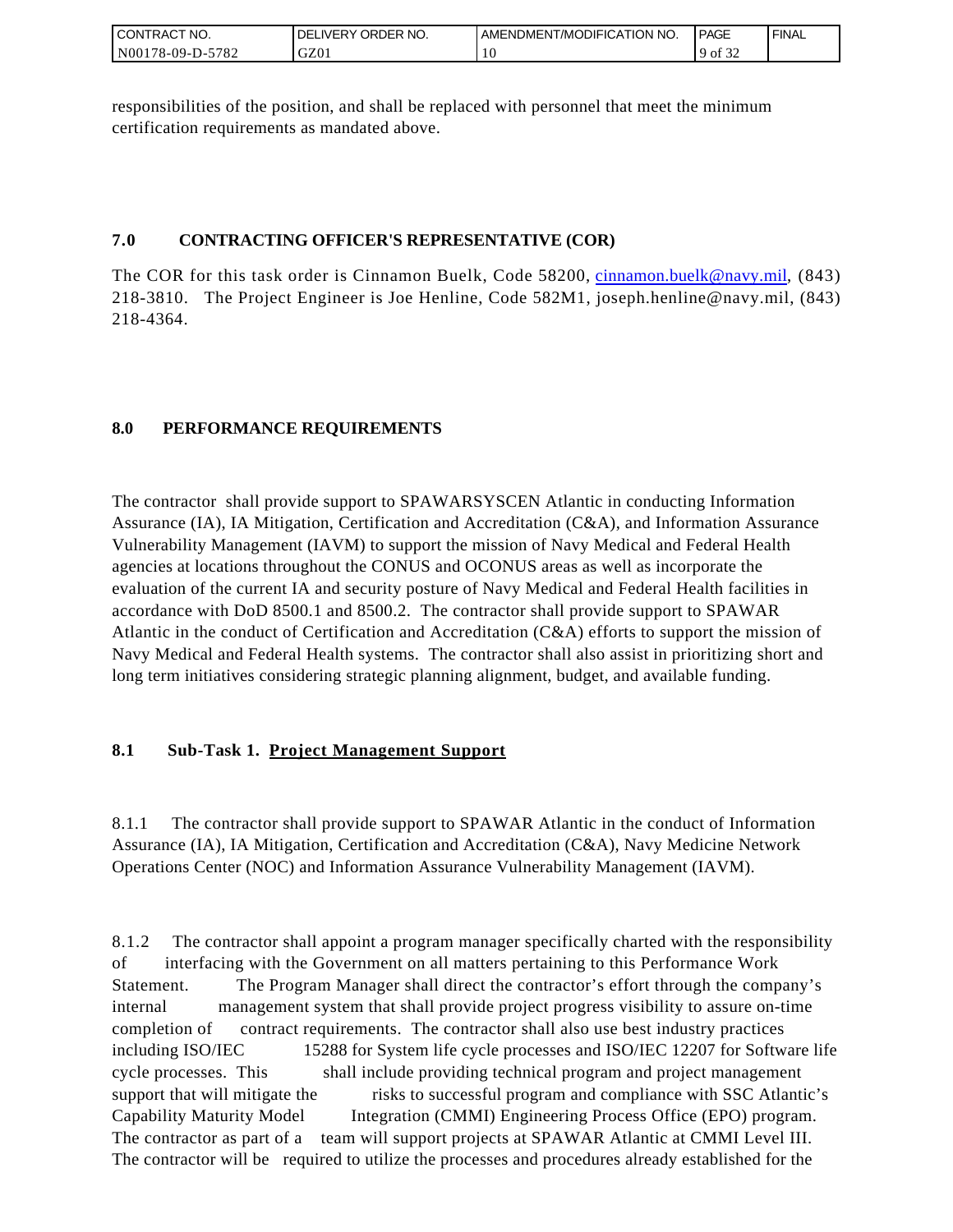responsibilities of the position, and shall be replaced with personnel that meet the minimum certification requirements as mandated above.

## 7.0 CONTRACTING OFFICER'S REPRESENTATIVE (COR)

The COR for this task order is Cinnamon Buelk, Code 58200, cinnamon.buelk@navy.mil, (843) 218-3810. The Project Engineer is Joe Henline, Code 582M1, joseph.henline@navy.mil, (843) 218-4364.

## 8.0 PERFORMANCE REQUIREMENTS

The contractor shall provide support to SPAWARSYSCEN Atlantic in conducting Information Assurance (IA), IA Mitigation, Certification and Accreditation (C&A), and Information Assurance Vulnerability Management (IAVM) to support the mission of Navy Medical and Federal Health agencies at locations throughout the CONUS and OCONUS areas as well as incorporate the evaluation of the current IA and security posture of Navy Medical and Federal Health facilities in accordance with DoD 8500.1 and 8500.2. The contractor shall provide support to SPAWAR Atlantic in the conduct of Certification and Accreditation (C&A) efforts to support the mission of Navy Medical and Federal Health systems. The contractor shall also assist in prioritizing short and long term initiatives considering strategic planning alignment, budget, and available funding.

### 8.1 Sub-Task 1. Project Management Support

8.1.1 The contractor shall provide support to SPAWAR Atlantic in the conduct of Information Assurance (IA), IA Mitigation, Certification and Accreditation (C&A), Navy Medicine Network Operations Center (NOC) and Information Assurance Vulnerability Management (IAVM).

8.1.2 The contractor shall appoint a program manager specifically charted with the responsibility of interfacing with the Government on all matters pertaining to this Performance Work Statement. The Program Manager shall direct the contractor's effort through the company's internal management system that shall provide project progress visibility to assure on-time completion of contract requirements. The contractor shall also use best industry practices including ISO/IEC 15288 for System life cycle processes and ISO/IEC 12207 for Software life cycle processes. This shall include providing technical program and project management support that will mitigate the risks to successful program and compliance with SSC Atlantic's Capability Maturity Model Integration (CMMI) Engineering Process Office (EPO) program. The contractor as part of a team will support projects at SPAWAR Atlantic at CMMI Level III. The contractor will be required to utilize the processes and procedures already established for the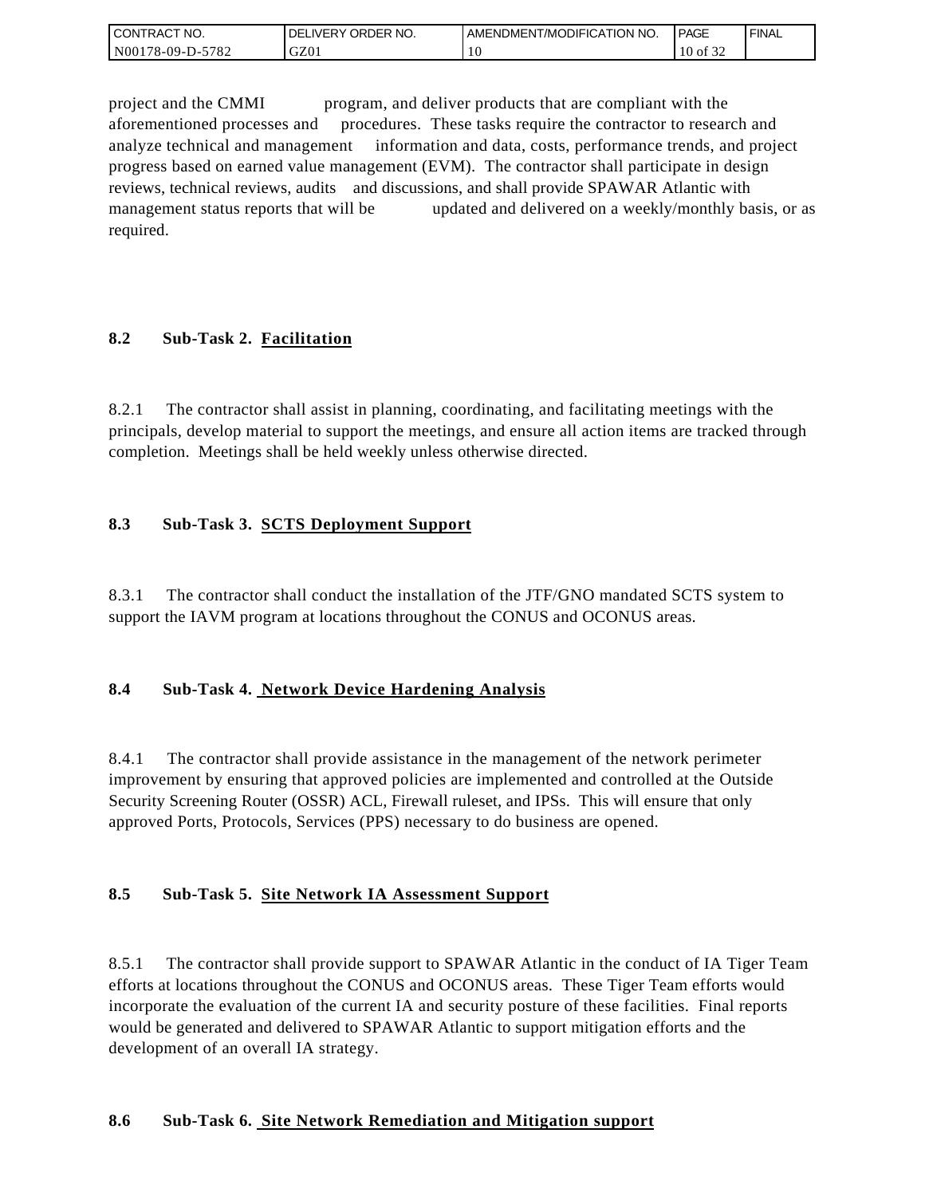project and the CMMI program, and deliver products that are compliant with the aforementioned processes and procedures. These tasks require the contractor to research and analyze technical and management information and data, costs, performance trends, and project progress based on earned value management (EVM). The contractor shall participate in design reviews, technical reviews, audits and discussions, and shall provide SPAWAR Atlantic with management status reports that will be updated and delivered on a weekly/monthly basis, or as required.

### 8.2 Sub-Task 2. Facilitation

8.2.1 The contractor shall assist in planning, coordinating, and facilitating meetings with the principals, develop material to support the meetings, and ensure all action items are tracked through completion. Meetings shall be held weekly unless otherwise directed.

### 8.3 Sub-Task 3. SCTS Deployment Support

8.3.1 The contractor shall conduct the installation of the JTF/GNO mandated SCTS system to support the IAVM program at locations throughout the CONUS and OCONUS areas.

### 8.4 Sub-Task 4. Network Device Hardening Analysis

8.4.1 The contractor shall provide assistance in the management of the network perimeter improvement by ensuring that approved policies are implemented and controlled at the Outside Security Screening Router (OSSR) ACL, Firewall ruleset, and IPSs. This will ensure that only approved Ports, Protocols, Services (PPS) necessary to do business are opened.

### 8.5 Sub-Task 5. Site Network IA Assessment Support

8.5.1 The contractor shall provide support to SPAWAR Atlantic in the conduct of IA Tiger Team efforts at locations throughout the CONUS and OCONUS areas. These Tiger Team efforts would incorporate the evaluation of the current IA and security posture of these facilities. Final reports would be generated and delivered to SPAWAR Atlantic to support mitigation efforts and the development of an overall IA strategy.

### 8.6 Sub-Task 6. Site Network Remediation and Mitigation support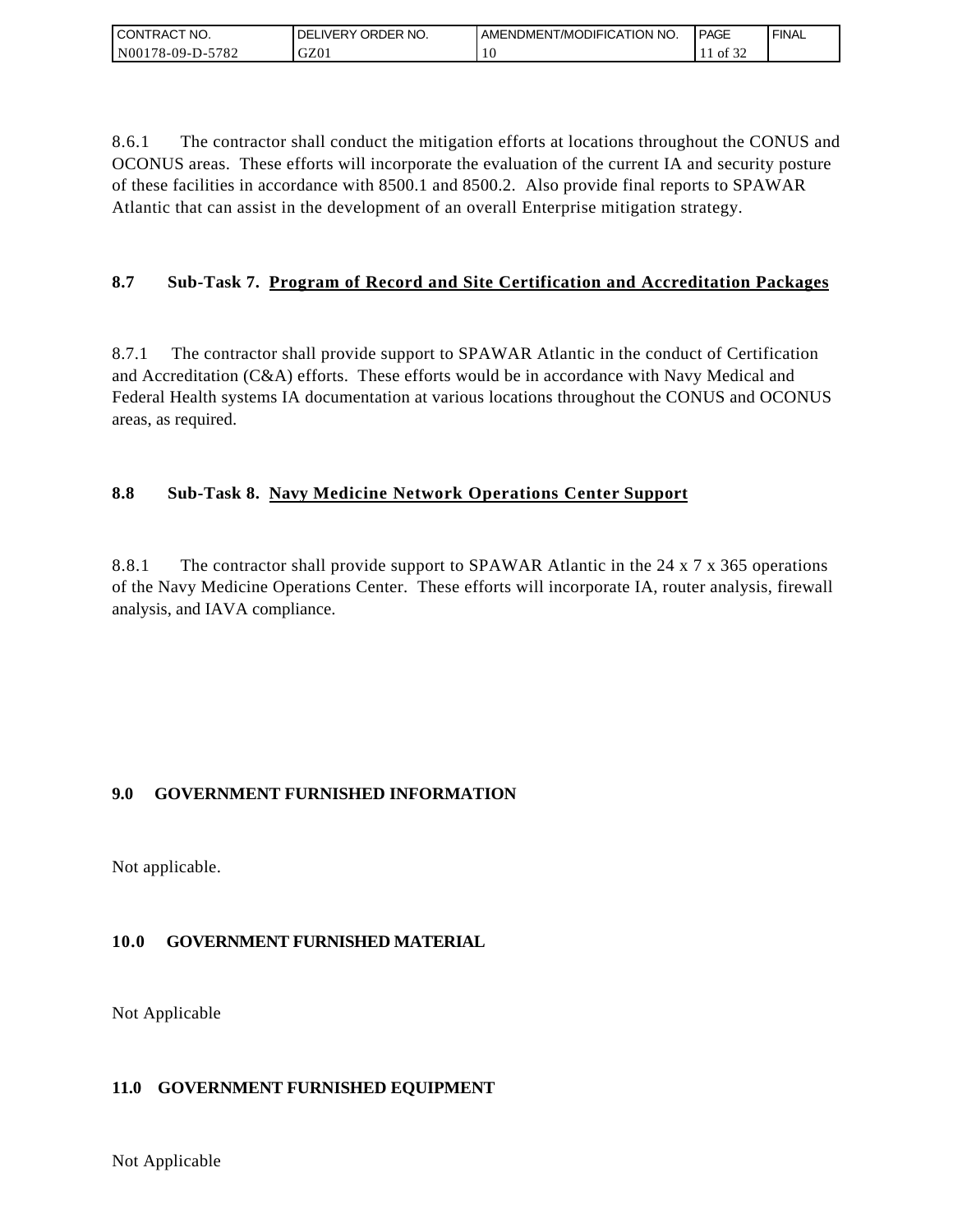8.6.1 The contractor shall conduct the mitigation efforts at locations throughout the CONUS and OCONUS areas. These efforts will incorporate the evaluation of the current IA and security posture of these facilities in accordance with 8500.1 and 8500.2. Also provide final reports to SPAWAR Atlantic that can assist in the development of an overall Enterprise mitigation strategy.

### 8.7 Sub-Task 7. <u>Program of Record and Site Certification and Accreditation Packages</u>

8.7.1 The contractor shall provide support to SPAWAR Atlantic in the conduct of Certification and Accreditation (C&A) efforts. These efforts would be in accordance with Navy Medical and Federal Health systems IA documentation at various locations throughout the CONUS and OCONUS areas, as required.

### 8.8 Sub-Task 8. <u>Navy Medicine Network Operations Center Support</u>

8.8.1 The contractor shall provide support to SPAWAR Atlantic in the 24 x 7 x 365 operations of the Navy Medicine Operations Center. These efforts will incorporate IA, router analysis, firewall analysis, and IAVA compliance.

## 9.0 GOVERNMENT FURNISHED INFORMATION

Not applicable.

## 10.0 GOVERNMENT FURNISHED MATERIAL

Not Applicable

## 11.0 GOVERNMENT FURNISHED EQUIPMENT

Not Applicable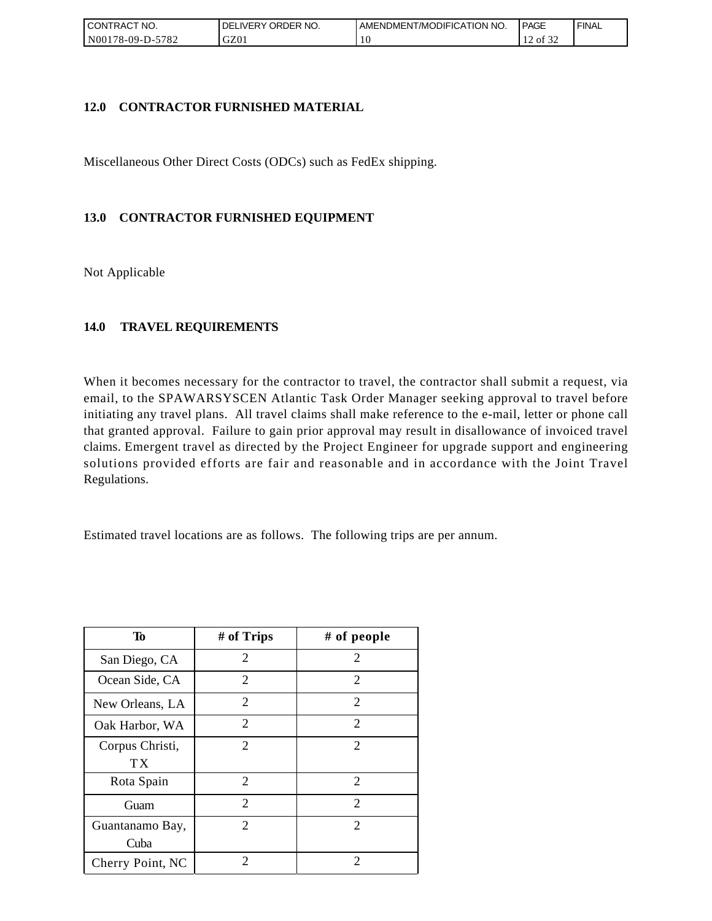## 12.0 CONTRACTOR FURNISHED MATERIAL

Miscellaneous Other Direct Costs (ODCs) such as FedEx shipping.

## 13.0 CONTRACTOR FURNISHED EQUIPMENT

Not Applicable

## 14.0 TRAVEL REQUIREMENTS

When it becomes necessary for the contractor to travel, the contractor shall submit a request, via email, to the SPAWARSYSCEN Atlantic Task Order Manager seeking approval to travel before initiating any travel plans. All travel claims shall make reference to the e-mail, letter or phone call that granted approval. Failure to gain prior approval may result in disallowance of invoiced travel claims. Emergent travel as directed by the Project Engineer for upgrade support and engineering solutions provided efforts are fair and reasonable and in accordance with the Joint Travel Regulations.

Estimated travel locations are as follows. The following trips are per annum.

| To | # of Trips | # of people |
|---|---|---|
| San Diego, CA | 2 | 2 |
| Ocean Side, CA | 2 | 2 |
| New Orleans, LA | 2 | 2 |
| Oak Harbor, WA | 2 | 2 |
| Corpus Christi, TX | 2 | 2 |
| Rota Spain | 2 | 2 |
| Guam | 2 | 2 |
| Guantanamo Bay, Cuba | 2 | 2 |
| Cherry Point, NC | 2 | 2 |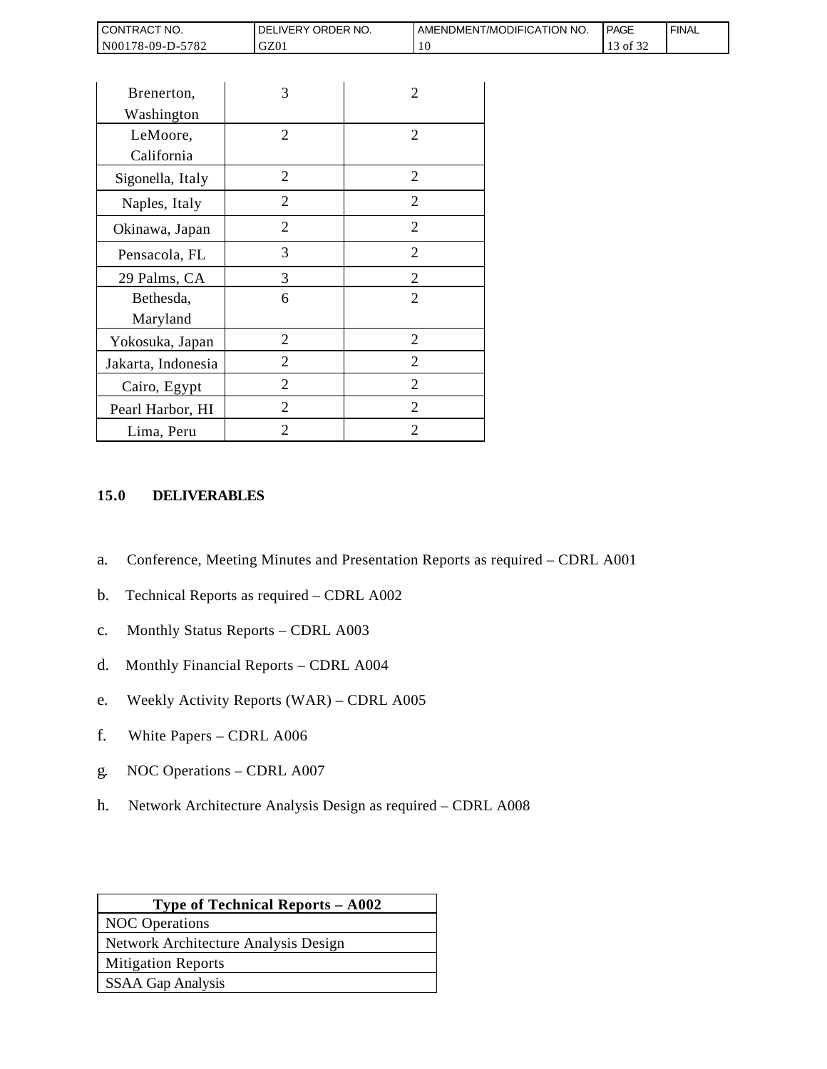| | | |
|---|---|---|
| Brenerton, Washington | 3 | 2 |
| LeMoore, California | 2 | 2 |
| Sigonella, Italy | 2 | 2 |
| Naples, Italy | 2 | 2 |
| Okinawa, Japan | 2 | 2 |
| Pensacola, FL | 3 | 2 |
| 29 Palms, CA | 3 | 2 |
| Bethesda, Maryland | 6 | 2 |
| Yokosuka, Japan | 2 | 2 |
| Jakarta, Indonesia | 2 | 2 |
| Cairo, Egypt | 2 | 2 |
| Pearl Harbor, HI | 2 | 2 |
| Lima, Peru | 2 | 2 |

## 15.0 DELIVERABLES

a. Conference, Meeting Minutes and Presentation Reports as required – CDRL A001

b. Technical Reports as required – CDRL A002

c. Monthly Status Reports – CDRL A003

d. Monthly Financial Reports – CDRL A004

e. Weekly Activity Reports (WAR) – CDRL A005

f. White Papers – CDRL A006

g. NOC Operations – CDRL A007

h. Network Architecture Analysis Design as required – CDRL A008

| Type of Technical Reports – A002 |
|---|
| NOC Operations |
| Network Architecture Analysis Design |
| Mitigation Reports |
| SSAA Gap Analysis |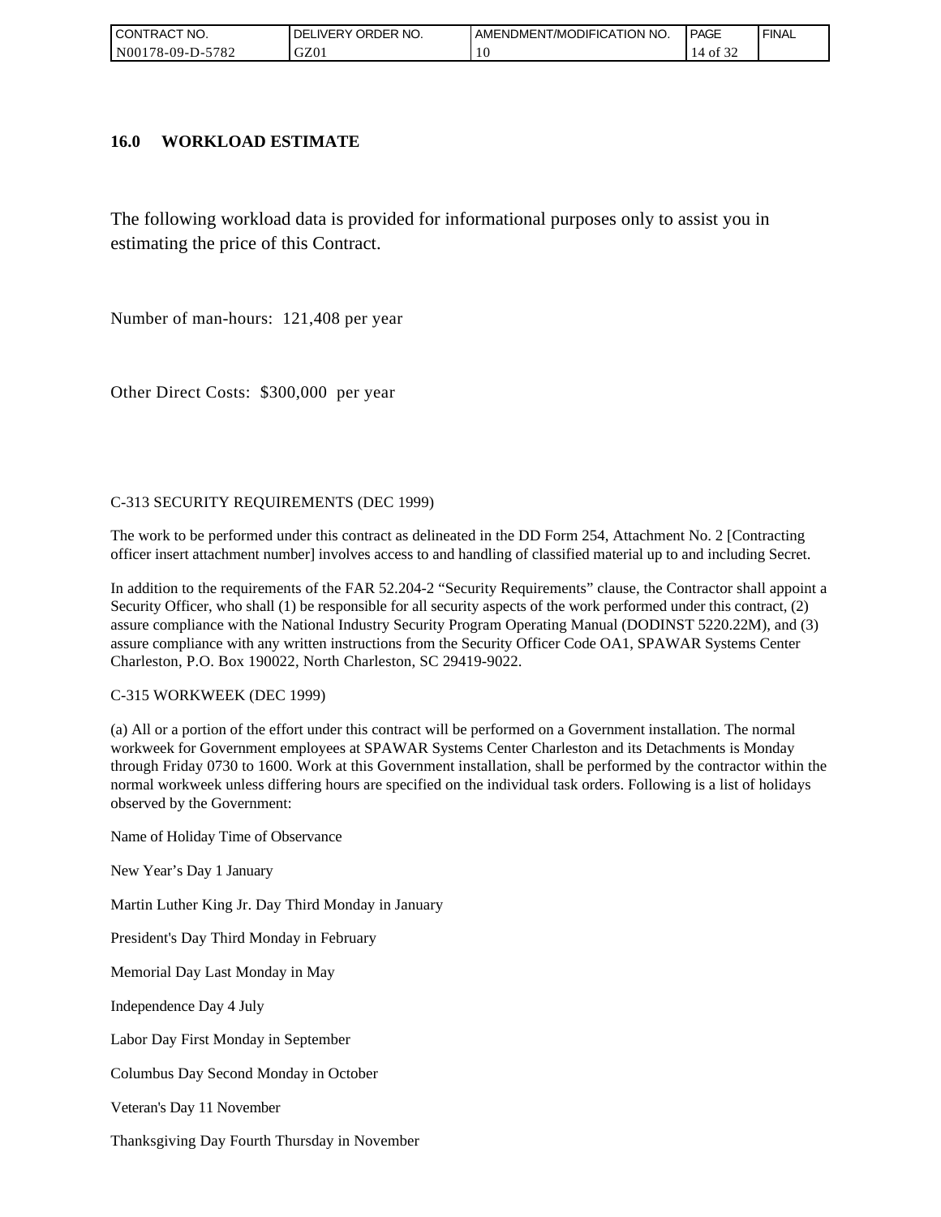## 16.0 WORKLOAD ESTIMATE

The following workload data is provided for informational purposes only to assist you in estimating the price of this Contract.

Number of man-hours: 121,408 per year

Other Direct Costs: $300,000 per year

C-313 SECURITY REQUIREMENTS (DEC 1999)

The work to be performed under this contract as delineated in the DD Form 254, Attachment No. 2 [Contracting officer insert attachment number] involves access to and handling of classified material up to and including Secret.

In addition to the requirements of the FAR 52.204-2 "Security Requirements" clause, the Contractor shall appoint a Security Officer, who shall (1) be responsible for all security aspects of the work performed under this contract, (2) assure compliance with the National Industry Security Program Operating Manual (DODINST 5220.22M), and (3) assure compliance with any written instructions from the Security Officer Code OA1, SPAWAR Systems Center Charleston, P.O. Box 190022, North Charleston, SC 29419-9022.

C-315 WORKWEEK (DEC 1999)

(a) All or a portion of the effort under this contract will be performed on a Government installation. The normal workweek for Government employees at SPAWAR Systems Center Charleston and its Detachments is Monday through Friday 0730 to 1600. Work at this Government installation, shall be performed by the contractor within the normal workweek unless differing hours are specified on the individual task orders. Following is a list of holidays observed by the Government:

Name of Holiday Time of Observance

New Year's Day 1 January

Martin Luther King Jr. Day Third Monday in January

President's Day Third Monday in February

Memorial Day Last Monday in May

Independence Day 4 July

Labor Day First Monday in September

Columbus Day Second Monday in October

Veteran's Day 11 November

Thanksgiving Day Fourth Thursday in November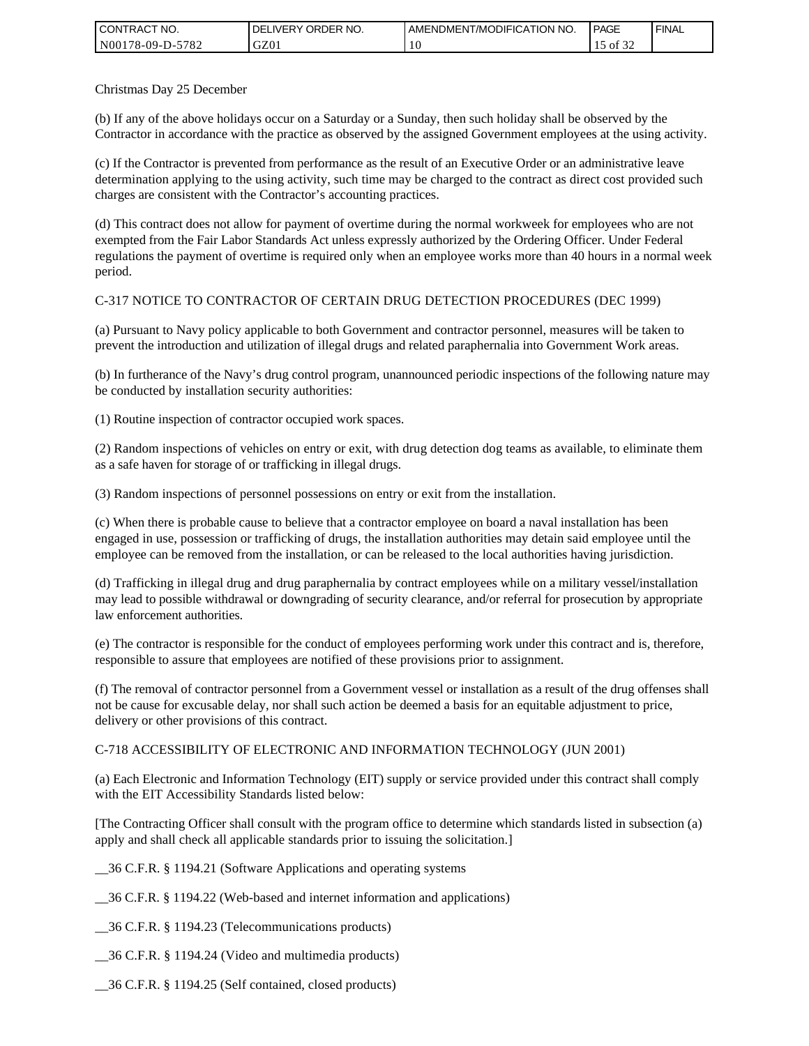Christmas Day 25 December

(b) If any of the above holidays occur on a Saturday or a Sunday, then such holiday shall be observed by the Contractor in accordance with the practice as observed by the assigned Government employees at the using activity.

(c) If the Contractor is prevented from performance as the result of an Executive Order or an administrative leave determination applying to the using activity, such time may be charged to the contract as direct cost provided such charges are consistent with the Contractor's accounting practices.

(d) This contract does not allow for payment of overtime during the normal workweek for employees who are not exempted from the Fair Labor Standards Act unless expressly authorized by the Ordering Officer. Under Federal regulations the payment of overtime is required only when an employee works more than 40 hours in a normal week period.

C-317 NOTICE TO CONTRACTOR OF CERTAIN DRUG DETECTION PROCEDURES (DEC 1999)

(a) Pursuant to Navy policy applicable to both Government and contractor personnel, measures will be taken to prevent the introduction and utilization of illegal drugs and related paraphernalia into Government Work areas.

(b) In furtherance of the Navy's drug control program, unannounced periodic inspections of the following nature may be conducted by installation security authorities:

(1) Routine inspection of contractor occupied work spaces.

(2) Random inspections of vehicles on entry or exit, with drug detection dog teams as available, to eliminate them as a safe haven for storage of or trafficking in illegal drugs.

(3) Random inspections of personnel possessions on entry or exit from the installation.

(c) When there is probable cause to believe that a contractor employee on board a naval installation has been engaged in use, possession or trafficking of drugs, the installation authorities may detain said employee until the employee can be removed from the installation, or can be released to the local authorities having jurisdiction.

(d) Trafficking in illegal drug and drug paraphernalia by contract employees while on a military vessel/installation may lead to possible withdrawal or downgrading of security clearance, and/or referral for prosecution by appropriate law enforcement authorities.

(e) The contractor is responsible for the conduct of employees performing work under this contract and is, therefore, responsible to assure that employees are notified of these provisions prior to assignment.

(f) The removal of contractor personnel from a Government vessel or installation as a result of the drug offenses shall not be cause for excusable delay, nor shall such action be deemed a basis for an equitable adjustment to price, delivery or other provisions of this contract.

C-718 ACCESSIBILITY OF ELECTRONIC AND INFORMATION TECHNOLOGY (JUN 2001)

(a) Each Electronic and Information Technology (EIT) supply or service provided under this contract shall comply with the EIT Accessibility Standards listed below:

[The Contracting Officer shall consult with the program office to determine which standards listed in subsection (a) apply and shall check all applicable standards prior to issuing the solicitation.]

__36 C.F.R. § 1194.21 (Software Applications and operating systems

__36 C.F.R. § 1194.22 (Web-based and internet information and applications)

__36 C.F.R. § 1194.23 (Telecommunications products)

__36 C.F.R. § 1194.24 (Video and multimedia products)

__36 C.F.R. § 1194.25 (Self contained, closed products)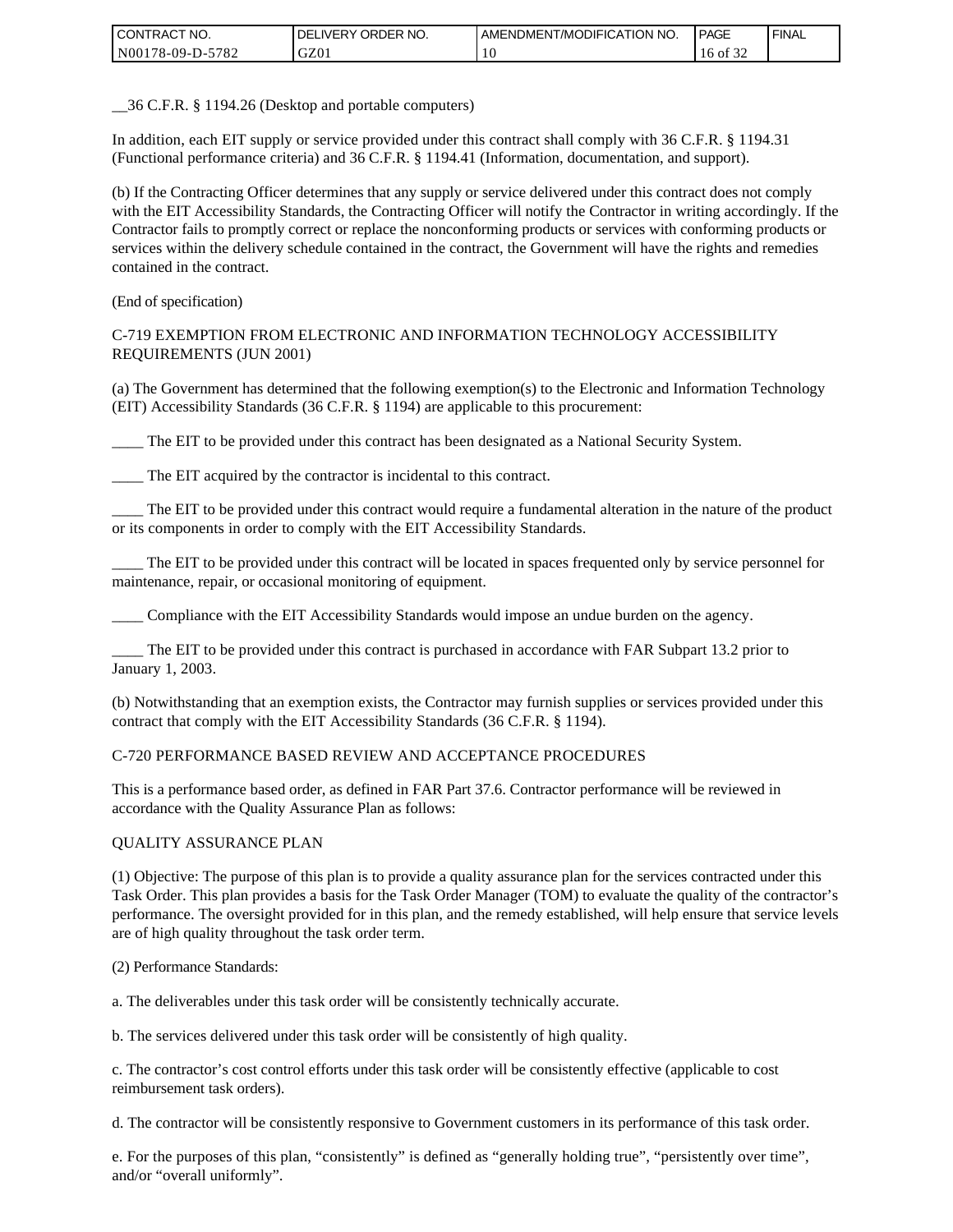__36 C.F.R. § 1194.26 (Desktop and portable computers)

In addition, each EIT supply or service provided under this contract shall comply with 36 C.F.R. § 1194.31 (Functional performance criteria) and 36 C.F.R. § 1194.41 (Information, documentation, and support).

(b) If the Contracting Officer determines that any supply or service delivered under this contract does not comply with the EIT Accessibility Standards, the Contracting Officer will notify the Contractor in writing accordingly. If the Contractor fails to promptly correct or replace the nonconforming products or services with conforming products or services within the delivery schedule contained in the contract, the Government will have the rights and remedies contained in the contract.

(End of specification)

C-719 EXEMPTION FROM ELECTRONIC AND INFORMATION TECHNOLOGY ACCESSIBILITY REQUIREMENTS (JUN 2001)

(a) The Government has determined that the following exemption(s) to the Electronic and Information Technology (EIT) Accessibility Standards (36 C.F.R. § 1194) are applicable to this procurement:

____ The EIT to be provided under this contract has been designated as a National Security System.

____ The EIT acquired by the contractor is incidental to this contract.

____ The EIT to be provided under this contract would require a fundamental alteration in the nature of the product or its components in order to comply with the EIT Accessibility Standards.

____ The EIT to be provided under this contract will be located in spaces frequented only by service personnel for maintenance, repair, or occasional monitoring of equipment.

____ Compliance with the EIT Accessibility Standards would impose an undue burden on the agency.

____ The EIT to be provided under this contract is purchased in accordance with FAR Subpart 13.2 prior to January 1, 2003.

(b) Notwithstanding that an exemption exists, the Contractor may furnish supplies or services provided under this contract that comply with the EIT Accessibility Standards (36 C.F.R. § 1194).

C-720 PERFORMANCE BASED REVIEW AND ACCEPTANCE PROCEDURES

This is a performance based order, as defined in FAR Part 37.6. Contractor performance will be reviewed in accordance with the Quality Assurance Plan as follows:

QUALITY ASSURANCE PLAN

(1) Objective: The purpose of this plan is to provide a quality assurance plan for the services contracted under this Task Order. This plan provides a basis for the Task Order Manager (TOM) to evaluate the quality of the contractor's performance. The oversight provided for in this plan, and the remedy established, will help ensure that service levels are of high quality throughout the task order term.

(2) Performance Standards:

a. The deliverables under this task order will be consistently technically accurate.

b. The services delivered under this task order will be consistently of high quality.

c. The contractor's cost control efforts under this task order will be consistently effective (applicable to cost reimbursement task orders).

d. The contractor will be consistently responsive to Government customers in its performance of this task order.

e. For the purposes of this plan, "consistently" is defined as "generally holding true", "persistently over time", and/or "overall uniformly".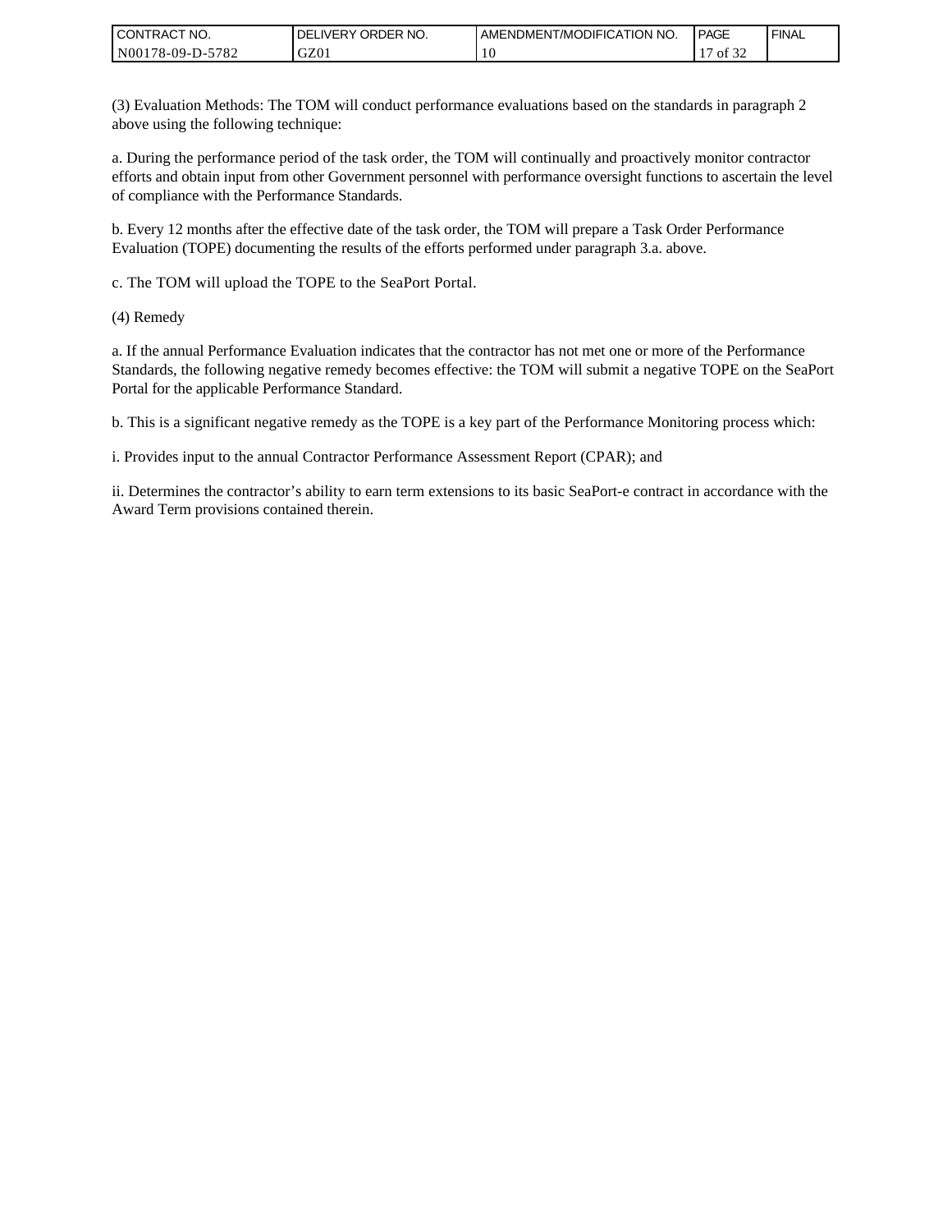(3) Evaluation Methods: The TOM will conduct performance evaluations based on the standards in paragraph 2 above using the following technique:

a. During the performance period of the task order, the TOM will continually and proactively monitor contractor efforts and obtain input from other Government personnel with performance oversight functions to ascertain the level of compliance with the Performance Standards.

b. Every 12 months after the effective date of the task order, the TOM will prepare a Task Order Performance Evaluation (TOPE) documenting the results of the efforts performed under paragraph 3.a. above.

c. The TOM will upload the TOPE to the SeaPort Portal.

(4) Remedy

a. If the annual Performance Evaluation indicates that the contractor has not met one or more of the Performance Standards, the following negative remedy becomes effective: the TOM will submit a negative TOPE on the SeaPort Portal for the applicable Performance Standard.

b. This is a significant negative remedy as the TOPE is a key part of the Performance Monitoring process which:

i. Provides input to the annual Contractor Performance Assessment Report (CPAR); and

ii. Determines the contractor's ability to earn term extensions to its basic SeaPort-e contract in accordance with the Award Term provisions contained therein.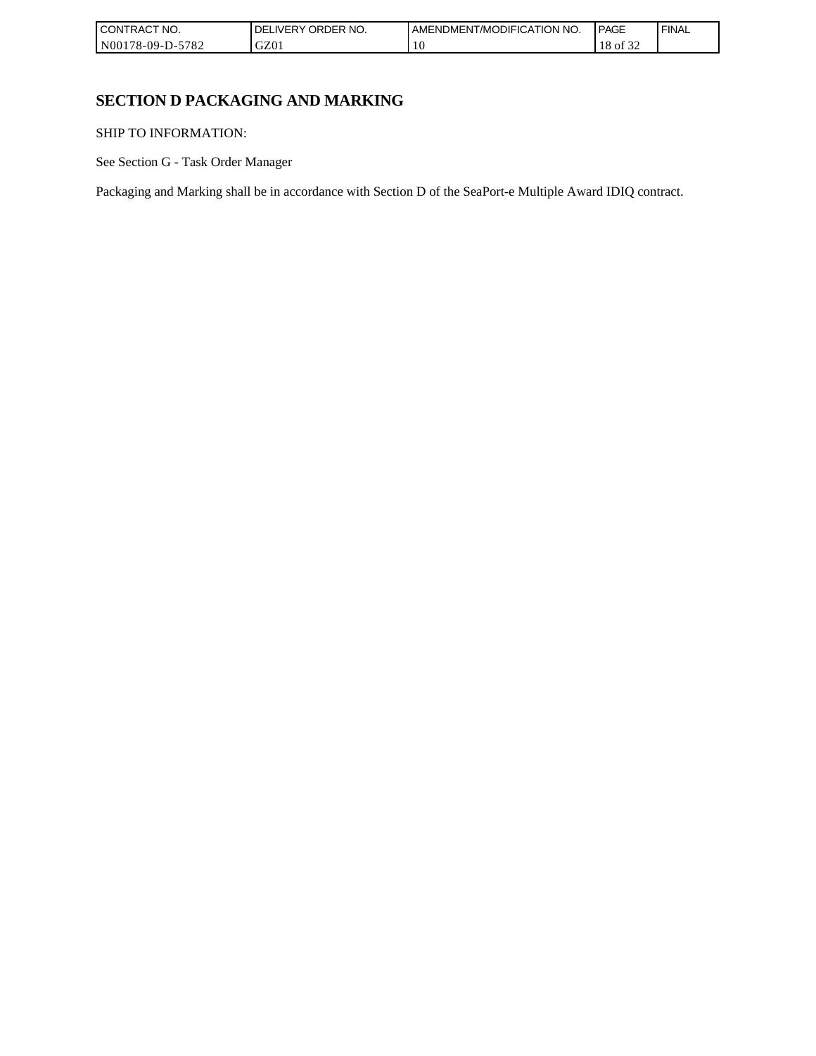# SECTION D PACKAGING AND MARKING

SHIP TO INFORMATION:

See Section G - Task Order Manager

Packaging and Marking shall be in accordance with Section D of the SeaPort-e Multiple Award IDIQ contract.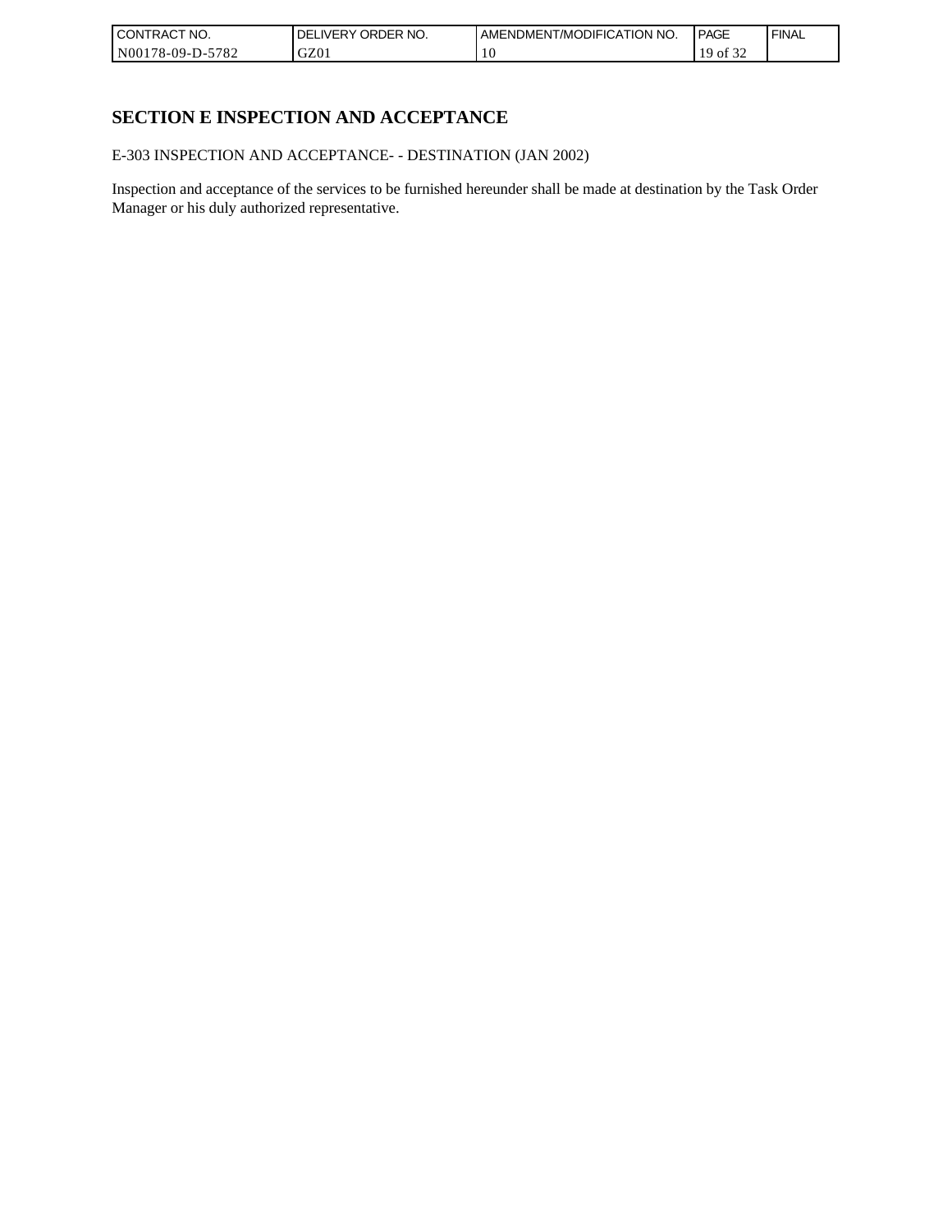# SECTION E INSPECTION AND ACCEPTANCE

E-303 INSPECTION AND ACCEPTANCE- - DESTINATION (JAN 2002)

Inspection and acceptance of the services to be furnished hereunder shall be made at destination by the Task Order Manager or his duly authorized representative.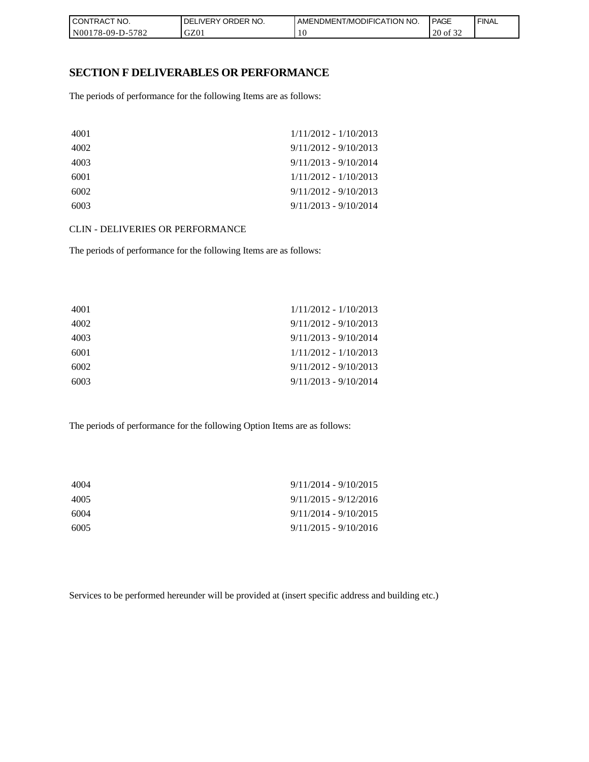## SECTION F DELIVERABLES OR PERFORMANCE

The periods of performance for the following Items are as follows:

| | |
|---|---|
| 4001 | 1/11/2012 - 1/10/2013 |
| 4002 | 9/11/2012 - 9/10/2013 |
| 4003 | 9/11/2013 - 9/10/2014 |
| 6001 | 1/11/2012 - 1/10/2013 |
| 6002 | 9/11/2012 - 9/10/2013 |
| 6003 | 9/11/2013 - 9/10/2014 |

CLIN - DELIVERIES OR PERFORMANCE

The periods of performance for the following Items are as follows:

| | |
|---|---|
| 4001 | 1/11/2012 - 1/10/2013 |
| 4002 | 9/11/2012 - 9/10/2013 |
| 4003 | 9/11/2013 - 9/10/2014 |
| 6001 | 1/11/2012 - 1/10/2013 |
| 6002 | 9/11/2012 - 9/10/2013 |
| 6003 | 9/11/2013 - 9/10/2014 |

The periods of performance for the following Option Items are as follows:

| | |
|---|---|
| 4004 | 9/11/2014 - 9/10/2015 |
| 4005 | 9/11/2015 - 9/12/2016 |
| 6004 | 9/11/2014 - 9/10/2015 |
| 6005 | 9/11/2015 - 9/10/2016 |

Services to be performed hereunder will be provided at (insert specific address and building etc.)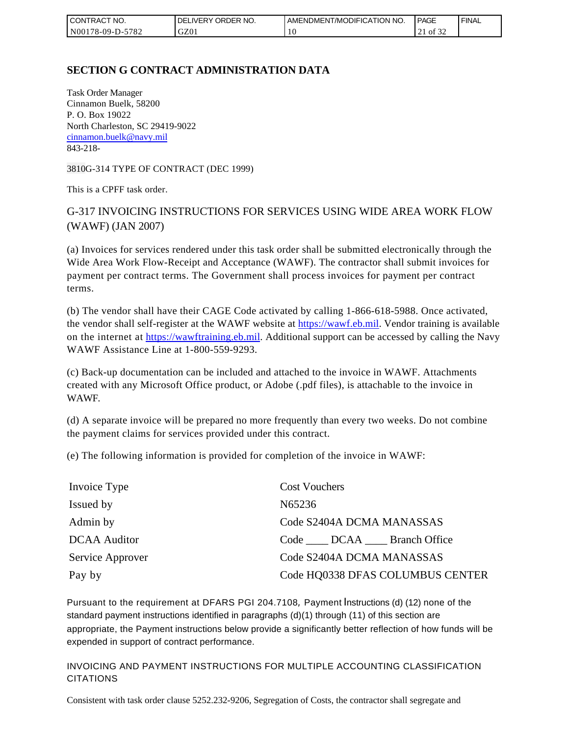## SECTION G CONTRACT ADMINISTRATION DATA

Task Order Manager
Cinnamon Buelk, 58200
P. O. Box 19022
North Charleston, SC 29419-9022
cinnamon.buelk@navy.mil
843-218-

3810G-314 TYPE OF CONTRACT (DEC 1999)

This is a CPFF task order.

G-317 INVOICING INSTRUCTIONS FOR SERVICES USING WIDE AREA WORK FLOW (WAWF) (JAN 2007)

(a) Invoices for services rendered under this task order shall be submitted electronically through the Wide Area Work Flow-Receipt and Acceptance (WAWF). The contractor shall submit invoices for payment per contract terms. The Government shall process invoices for payment per contract terms.

(b) The vendor shall have their CAGE Code activated by calling 1-866-618-5988. Once activated, the vendor shall self-register at the WAWF website at https://wawf.eb.mil. Vendor training is available on the internet at https://wawftraining.eb.mil. Additional support can be accessed by calling the Navy WAWF Assistance Line at 1-800-559-9293.

(c) Back-up documentation can be included and attached to the invoice in WAWF. Attachments created with any Microsoft Office product, or Adobe (.pdf files), is attachable to the invoice in WAWF.

(d) A separate invoice will be prepared no more frequently than every two weeks. Do not combine the payment claims for services provided under this contract.

(e) The following information is provided for completion of the invoice in WAWF:

| | |
|---|---|
| Invoice Type | Cost Vouchers |
| Issued by | N65236 |
| Admin by | Code S2404A DCMA MANASSAS |
| DCAA Auditor | Code ____ DCAA ____ Branch Office |
| Service Approver | Code S2404A DCMA MANASSAS |
| Pay by | Code HQ0338 DFAS COLUMBUS CENTER |

Pursuant to the requirement at DFARS PGI 204.7108, Payment Instructions (d) (12) none of the standard payment instructions identified in paragraphs (d)(1) through (11) of this section are appropriate, the Payment instructions below provide a significantly better reflection of how funds will be expended in support of contract performance.

INVOICING AND PAYMENT INSTRUCTIONS FOR MULTIPLE ACCOUNTING CLASSIFICATION CITATIONS

Consistent with task order clause 5252.232-9206, Segregation of Costs, the contractor shall segregate and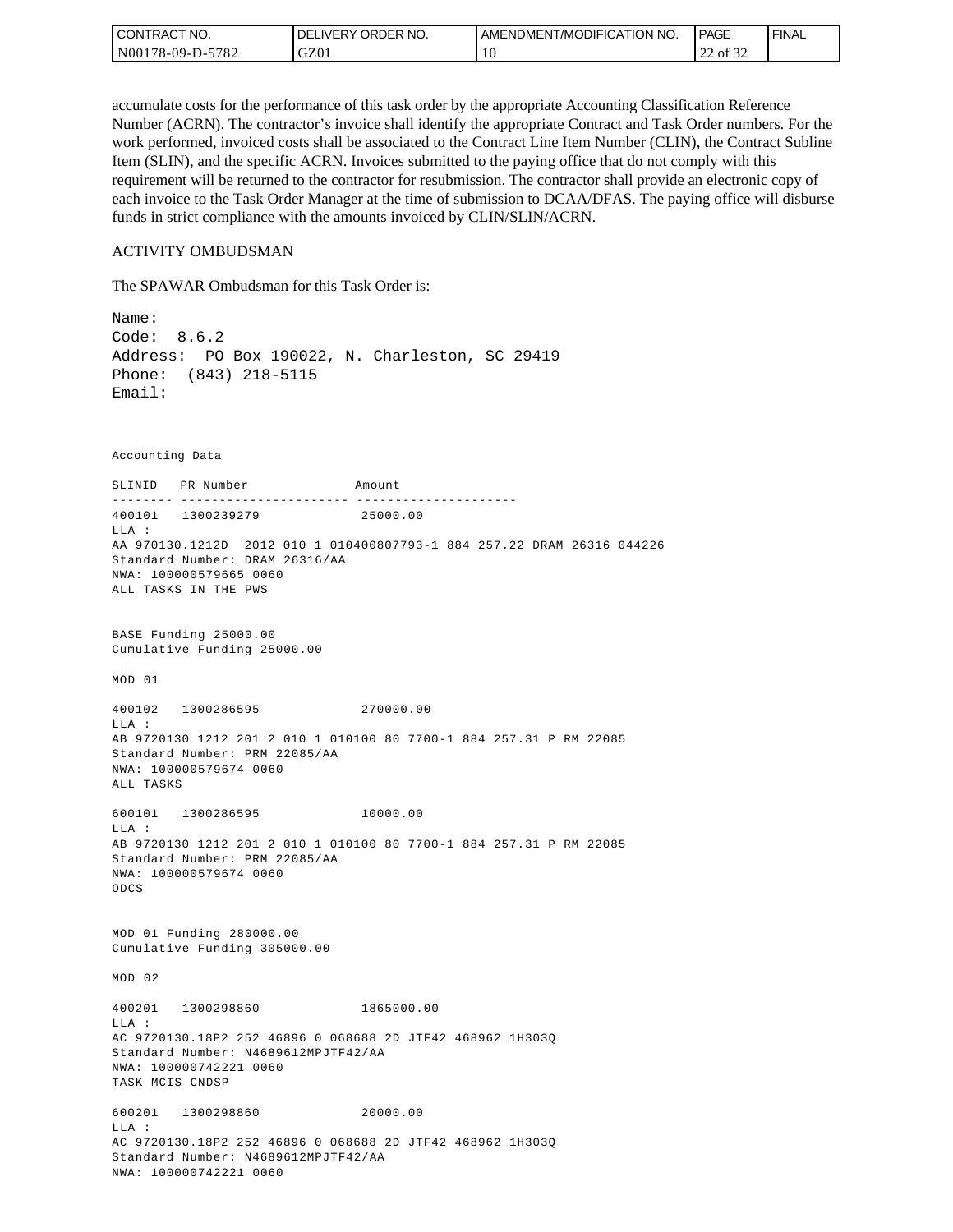accumulate costs for the performance of this task order by the appropriate Accounting Classification Reference Number (ACRN). The contractor's invoice shall identify the appropriate Contract and Task Order numbers. For the work performed, invoiced costs shall be associated to the Contract Line Item Number (CLIN), the Contract Subline Item (SLIN), and the specific ACRN. Invoices submitted to the paying office that do not comply with this requirement will be returned to the contractor for resubmission. The contractor shall provide an electronic copy of each invoice to the Task Order Manager at the time of submission to DCAA/DFAS. The paying office will disburse funds in strict compliance with the amounts invoiced by CLIN/SLIN/ACRN.

ACTIVITY OMBUDSMAN

The SPAWAR Ombudsman for this Task Order is:

```
Name:
Code:  8.6.2
Address:  PO Box 190022, N. Charleston, SC 29419
Phone:  (843) 218-5115
Email:
```

```
Accounting Data

SLINID   PR Number              Amount
-------- ---------------------- ---------------------
400101   1300239279              25000.00
LLA :
AA 970130.1212D  2012 010 1 010400807793-1 884 257.22 DRAM 26316 044226
Standard Number: DRAM 26316/AA
NWA: 100000579665 0060
ALL TASKS IN THE PWS


BASE Funding 25000.00
Cumulative Funding 25000.00

MOD 01

400102   1300286595              270000.00
LLA :
AB 9720130 1212 201 2 010 1 010100 80 7700-1 884 257.31 P RM 22085
Standard Number: PRM 22085/AA
NWA: 100000579674 0060
ALL TASKS

600101   1300286595              10000.00
LLA :
AB 9720130 1212 201 2 010 1 010100 80 7700-1 884 257.31 P RM 22085
Standard Number: PRM 22085/AA
NWA: 100000579674 0060
ODCS


MOD 01 Funding 280000.00
Cumulative Funding 305000.00

MOD 02

400201   1300298860              1865000.00
LLA :
AC 9720130.18P2 252 46896 0 068688 2D JTF42 468962 1H303Q
Standard Number: N4689612MPJTF42/AA
NWA: 100000742221 0060
TASK MCIS CNDSP

600201   1300298860              20000.00
LLA :
AC 9720130.18P2 252 46896 0 068688 2D JTF42 468962 1H303Q
Standard Number: N4689612MPJTF42/AA
NWA: 100000742221 0060
```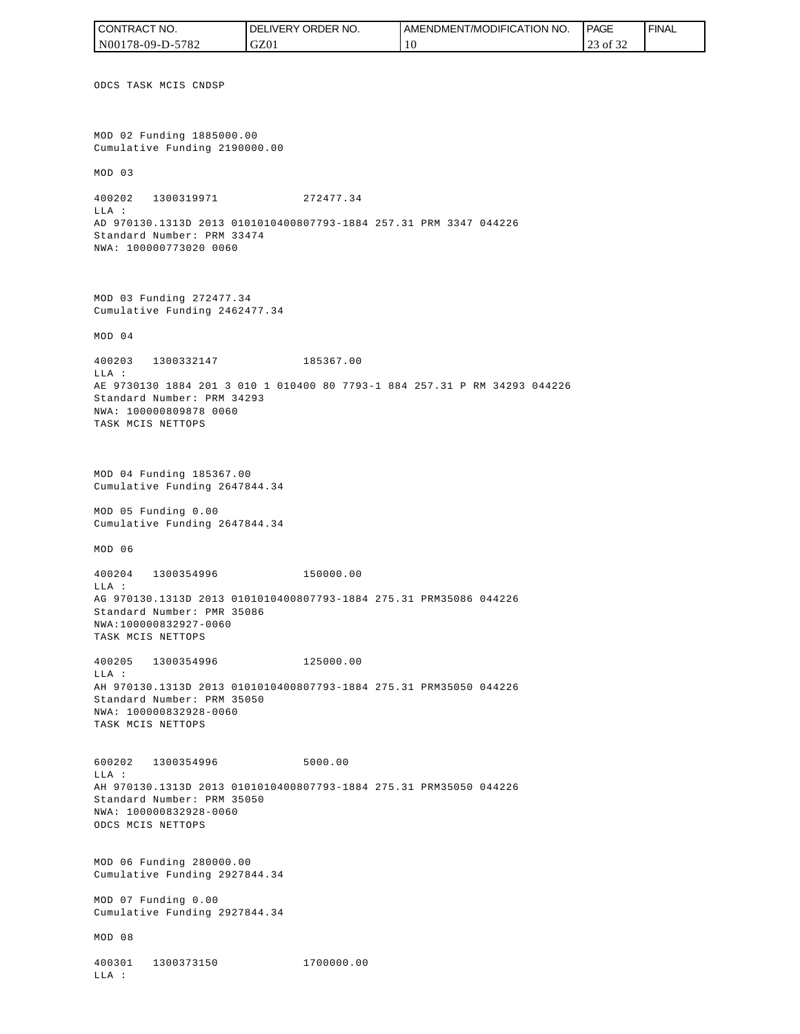ODCS TASK MCIS CNDSP

MOD 02 Funding 1885000.00
Cumulative Funding 2190000.00

MOD 03

400202   1300319971              272477.34
LLA :
AD 970130.1313D 2013 0101010400807793-1884 257.31 PRM 3347 044226
Standard Number: PRM 33474
NWA: 100000773020 0060

MOD 03 Funding 272477.34
Cumulative Funding 2462477.34

MOD 04

400203   1300332147              185367.00
LLA :
AE 9730130 1884 201 3 010 1 010400 80 7793-1 884 257.31 P RM 34293 044226
Standard Number: PRM 34293
NWA: 100000809878 0060
TASK MCIS NETTOPS

MOD 04 Funding 185367.00
Cumulative Funding 2647844.34

MOD 05 Funding 0.00
Cumulative Funding 2647844.34

MOD 06

400204   1300354996              150000.00
LLA :
AG 970130.1313D 2013 0101010400807793-1884 275.31 PRM35086 044226
Standard Number: PMR 35086
NWA:100000832927-0060
TASK MCIS NETTOPS

400205   1300354996              125000.00
LLA :
AH 970130.1313D 2013 0101010400807793-1884 275.31 PRM35050 044226
Standard Number: PRM 35050
NWA: 100000832928-0060
TASK MCIS NETTOPS

600202   1300354996              5000.00
LLA :
AH 970130.1313D 2013 0101010400807793-1884 275.31 PRM35050 044226
Standard Number: PRM 35050
NWA: 100000832928-0060
ODCS MCIS NETTOPS

MOD 06 Funding 280000.00
Cumulative Funding 2927844.34

MOD 07 Funding 0.00
Cumulative Funding 2927844.34

MOD 08

400301   1300373150              1700000.00
LLA :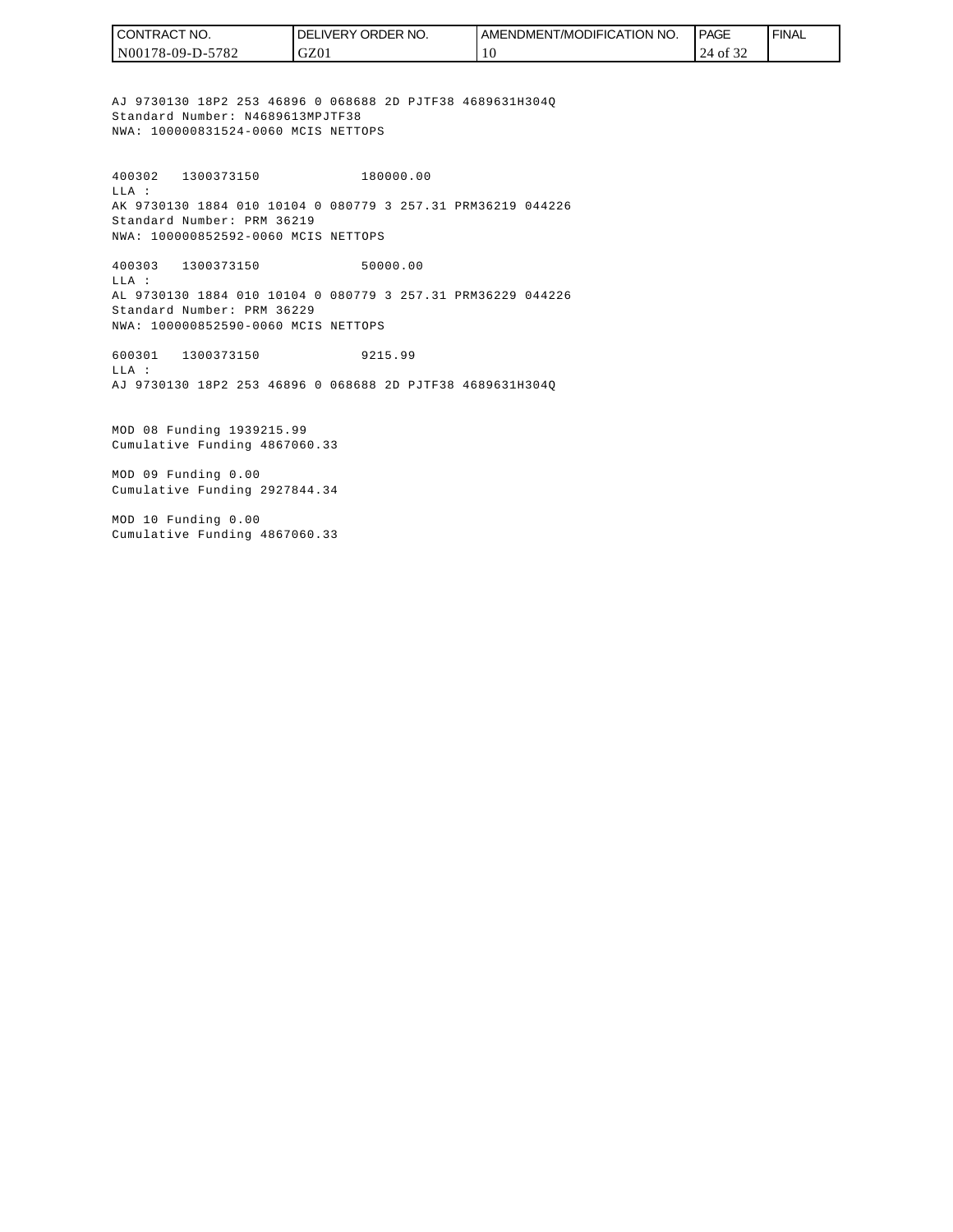AJ 9730130 18P2 253 46896 0 068688 2D PJTF38 4689631H304Q
Standard Number: N4689613MPJTF38
NWA: 100000831524-0060 MCIS NETTOPS

400302 1300373150 180000.00
LLA :
AK 9730130 1884 010 10104 0 080779 3 257.31 PRM36219 044226
Standard Number: PRM 36219
NWA: 100000852592-0060 MCIS NETTOPS

400303 1300373150 50000.00
LLA :
AL 9730130 1884 010 10104 0 080779 3 257.31 PRM36229 044226
Standard Number: PRM 36229
NWA: 100000852590-0060 MCIS NETTOPS

600301 1300373150 9215.99
LLA :
AJ 9730130 18P2 253 46896 0 068688 2D PJTF38 4689631H304Q

MOD 08 Funding 1939215.99
Cumulative Funding 4867060.33

MOD 09 Funding 0.00
Cumulative Funding 2927844.34

MOD 10 Funding 0.00
Cumulative Funding 4867060.33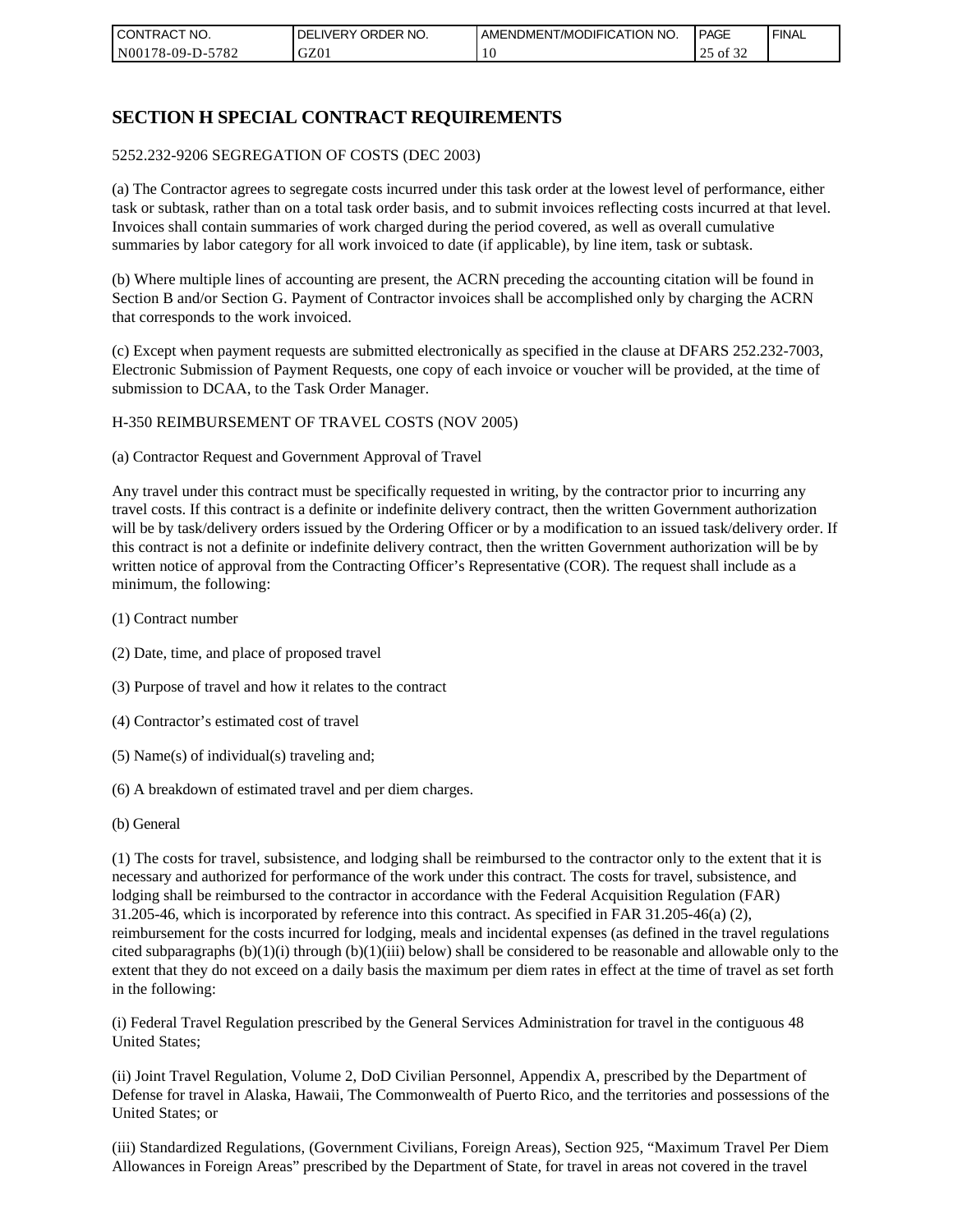# SECTION H SPECIAL CONTRACT REQUIREMENTS

5252.232-9206 SEGREGATION OF COSTS (DEC 2003)

(a) The Contractor agrees to segregate costs incurred under this task order at the lowest level of performance, either task or subtask, rather than on a total task order basis, and to submit invoices reflecting costs incurred at that level. Invoices shall contain summaries of work charged during the period covered, as well as overall cumulative summaries by labor category for all work invoiced to date (if applicable), by line item, task or subtask.

(b) Where multiple lines of accounting are present, the ACRN preceding the accounting citation will be found in Section B and/or Section G. Payment of Contractor invoices shall be accomplished only by charging the ACRN that corresponds to the work invoiced.

(c) Except when payment requests are submitted electronically as specified in the clause at DFARS 252.232-7003, Electronic Submission of Payment Requests, one copy of each invoice or voucher will be provided, at the time of submission to DCAA, to the Task Order Manager.

H-350 REIMBURSEMENT OF TRAVEL COSTS (NOV 2005)

(a) Contractor Request and Government Approval of Travel

Any travel under this contract must be specifically requested in writing, by the contractor prior to incurring any travel costs. If this contract is a definite or indefinite delivery contract, then the written Government authorization will be by task/delivery orders issued by the Ordering Officer or by a modification to an issued task/delivery order. If this contract is not a definite or indefinite delivery contract, then the written Government authorization will be by written notice of approval from the Contracting Officer's Representative (COR). The request shall include as a minimum, the following:

(1) Contract number

(2) Date, time, and place of proposed travel

(3) Purpose of travel and how it relates to the contract

(4) Contractor's estimated cost of travel

(5) Name(s) of individual(s) traveling and;

(6) A breakdown of estimated travel and per diem charges.

(b) General

(1) The costs for travel, subsistence, and lodging shall be reimbursed to the contractor only to the extent that it is necessary and authorized for performance of the work under this contract. The costs for travel, subsistence, and lodging shall be reimbursed to the contractor in accordance with the Federal Acquisition Regulation (FAR) 31.205-46, which is incorporated by reference into this contract. As specified in FAR 31.205-46(a) (2), reimbursement for the costs incurred for lodging, meals and incidental expenses (as defined in the travel regulations cited subparagraphs (b)(1)(i) through (b)(1)(iii) below) shall be considered to be reasonable and allowable only to the extent that they do not exceed on a daily basis the maximum per diem rates in effect at the time of travel as set forth in the following:

(i) Federal Travel Regulation prescribed by the General Services Administration for travel in the contiguous 48 United States;

(ii) Joint Travel Regulation, Volume 2, DoD Civilian Personnel, Appendix A, prescribed by the Department of Defense for travel in Alaska, Hawaii, The Commonwealth of Puerto Rico, and the territories and possessions of the United States; or

(iii) Standardized Regulations, (Government Civilians, Foreign Areas), Section 925, "Maximum Travel Per Diem Allowances in Foreign Areas" prescribed by the Department of State, for travel in areas not covered in the travel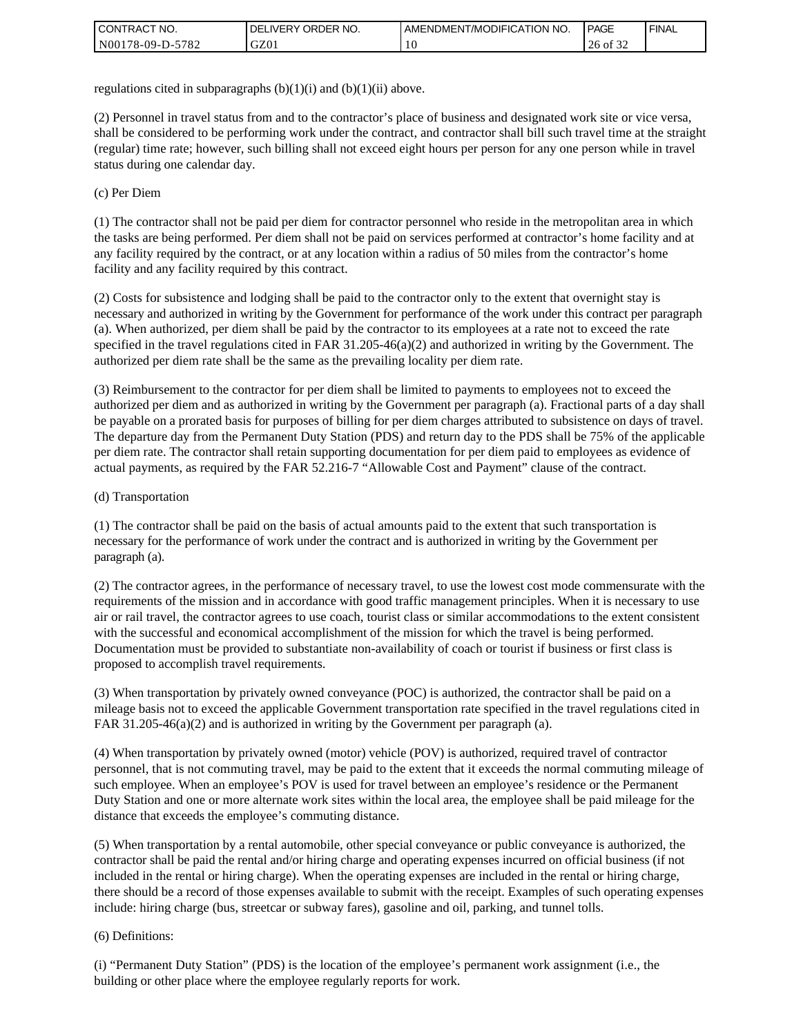regulations cited in subparagraphs (b)(1)(i) and (b)(1)(ii) above.

(2) Personnel in travel status from and to the contractor's place of business and designated work site or vice versa, shall be considered to be performing work under the contract, and contractor shall bill such travel time at the straight (regular) time rate; however, such billing shall not exceed eight hours per person for any one person while in travel status during one calendar day.

(c) Per Diem

(1) The contractor shall not be paid per diem for contractor personnel who reside in the metropolitan area in which the tasks are being performed. Per diem shall not be paid on services performed at contractor's home facility and at any facility required by the contract, or at any location within a radius of 50 miles from the contractor's home facility and any facility required by this contract.

(2) Costs for subsistence and lodging shall be paid to the contractor only to the extent that overnight stay is necessary and authorized in writing by the Government for performance of the work under this contract per paragraph (a). When authorized, per diem shall be paid by the contractor to its employees at a rate not to exceed the rate specified in the travel regulations cited in FAR 31.205-46(a)(2) and authorized in writing by the Government. The authorized per diem rate shall be the same as the prevailing locality per diem rate.

(3) Reimbursement to the contractor for per diem shall be limited to payments to employees not to exceed the authorized per diem and as authorized in writing by the Government per paragraph (a). Fractional parts of a day shall be payable on a prorated basis for purposes of billing for per diem charges attributed to subsistence on days of travel. The departure day from the Permanent Duty Station (PDS) and return day to the PDS shall be 75% of the applicable per diem rate. The contractor shall retain supporting documentation for per diem paid to employees as evidence of actual payments, as required by the FAR 52.216-7 "Allowable Cost and Payment" clause of the contract.

(d) Transportation

(1) The contractor shall be paid on the basis of actual amounts paid to the extent that such transportation is necessary for the performance of work under the contract and is authorized in writing by the Government per paragraph (a).

(2) The contractor agrees, in the performance of necessary travel, to use the lowest cost mode commensurate with the requirements of the mission and in accordance with good traffic management principles. When it is necessary to use air or rail travel, the contractor agrees to use coach, tourist class or similar accommodations to the extent consistent with the successful and economical accomplishment of the mission for which the travel is being performed. Documentation must be provided to substantiate non-availability of coach or tourist if business or first class is proposed to accomplish travel requirements.

(3) When transportation by privately owned conveyance (POC) is authorized, the contractor shall be paid on a mileage basis not to exceed the applicable Government transportation rate specified in the travel regulations cited in FAR 31.205-46(a)(2) and is authorized in writing by the Government per paragraph (a).

(4) When transportation by privately owned (motor) vehicle (POV) is authorized, required travel of contractor personnel, that is not commuting travel, may be paid to the extent that it exceeds the normal commuting mileage of such employee. When an employee's POV is used for travel between an employee's residence or the Permanent Duty Station and one or more alternate work sites within the local area, the employee shall be paid mileage for the distance that exceeds the employee's commuting distance.

(5) When transportation by a rental automobile, other special conveyance or public conveyance is authorized, the contractor shall be paid the rental and/or hiring charge and operating expenses incurred on official business (if not included in the rental or hiring charge). When the operating expenses are included in the rental or hiring charge, there should be a record of those expenses available to submit with the receipt. Examples of such operating expenses include: hiring charge (bus, streetcar or subway fares), gasoline and oil, parking, and tunnel tolls.

(6) Definitions:

(i) "Permanent Duty Station" (PDS) is the location of the employee's permanent work assignment (i.e., the building or other place where the employee regularly reports for work.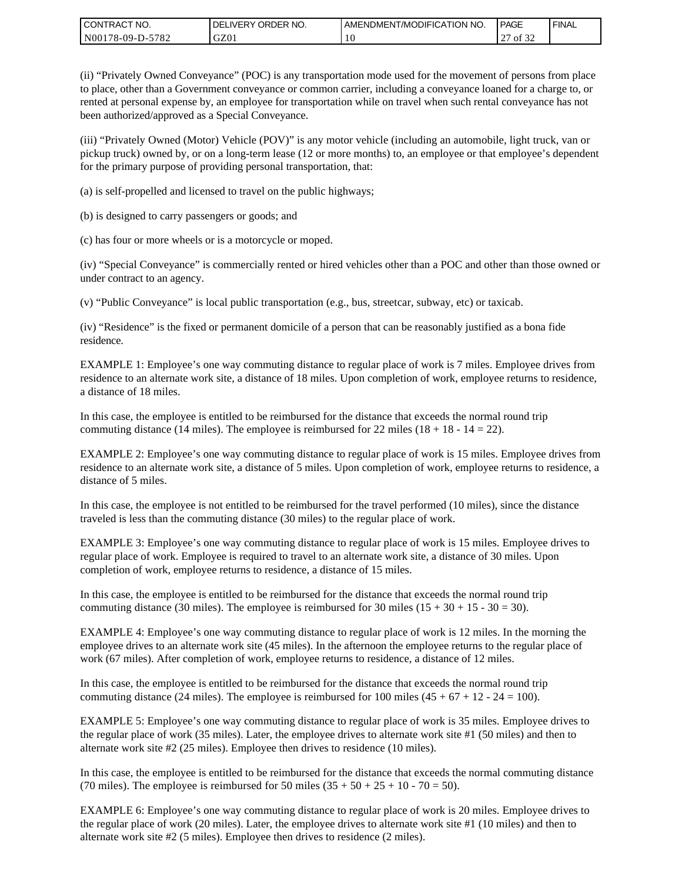(ii) “Privately Owned Conveyance” (POC) is any transportation mode used for the movement of persons from place to place, other than a Government conveyance or common carrier, including a conveyance loaned for a charge to, or rented at personal expense by, an employee for transportation while on travel when such rental conveyance has not been authorized/approved as a Special Conveyance.

(iii) “Privately Owned (Motor) Vehicle (POV)” is any motor vehicle (including an automobile, light truck, van or pickup truck) owned by, or on a long-term lease (12 or more months) to, an employee or that employee’s dependent for the primary purpose of providing personal transportation, that:

(a) is self-propelled and licensed to travel on the public highways;

(b) is designed to carry passengers or goods; and

(c) has four or more wheels or is a motorcycle or moped.

(iv) “Special Conveyance” is commercially rented or hired vehicles other than a POC and other than those owned or under contract to an agency.

(v) “Public Conveyance” is local public transportation (e.g., bus, streetcar, subway, etc) or taxicab.

(iv) “Residence” is the fixed or permanent domicile of a person that can be reasonably justified as a bona fide residence.

EXAMPLE 1: Employee’s one way commuting distance to regular place of work is 7 miles. Employee drives from residence to an alternate work site, a distance of 18 miles. Upon completion of work, employee returns to residence, a distance of 18 miles.

In this case, the employee is entitled to be reimbursed for the distance that exceeds the normal round trip commuting distance (14 miles). The employee is reimbursed for 22 miles (18 + 18 - 14 = 22).

EXAMPLE 2: Employee’s one way commuting distance to regular place of work is 15 miles. Employee drives from residence to an alternate work site, a distance of 5 miles. Upon completion of work, employee returns to residence, a distance of 5 miles.

In this case, the employee is not entitled to be reimbursed for the travel performed (10 miles), since the distance traveled is less than the commuting distance (30 miles) to the regular place of work.

EXAMPLE 3: Employee’s one way commuting distance to regular place of work is 15 miles. Employee drives to regular place of work. Employee is required to travel to an alternate work site, a distance of 30 miles. Upon completion of work, employee returns to residence, a distance of 15 miles.

In this case, the employee is entitled to be reimbursed for the distance that exceeds the normal round trip commuting distance (30 miles). The employee is reimbursed for 30 miles (15 + 30 + 15 - 30 = 30).

EXAMPLE 4: Employee’s one way commuting distance to regular place of work is 12 miles. In the morning the employee drives to an alternate work site (45 miles). In the afternoon the employee returns to the regular place of work (67 miles). After completion of work, employee returns to residence, a distance of 12 miles.

In this case, the employee is entitled to be reimbursed for the distance that exceeds the normal round trip commuting distance (24 miles). The employee is reimbursed for 100 miles (45 + 67 + 12 - 24 = 100).

EXAMPLE 5: Employee’s one way commuting distance to regular place of work is 35 miles. Employee drives to the regular place of work (35 miles). Later, the employee drives to alternate work site #1 (50 miles) and then to alternate work site #2 (25 miles). Employee then drives to residence (10 miles).

In this case, the employee is entitled to be reimbursed for the distance that exceeds the normal commuting distance (70 miles). The employee is reimbursed for 50 miles (35 + 50 + 25 + 10 - 70 = 50).

EXAMPLE 6: Employee’s one way commuting distance to regular place of work is 20 miles. Employee drives to the regular place of work (20 miles). Later, the employee drives to alternate work site #1 (10 miles) and then to alternate work site #2 (5 miles). Employee then drives to residence (2 miles).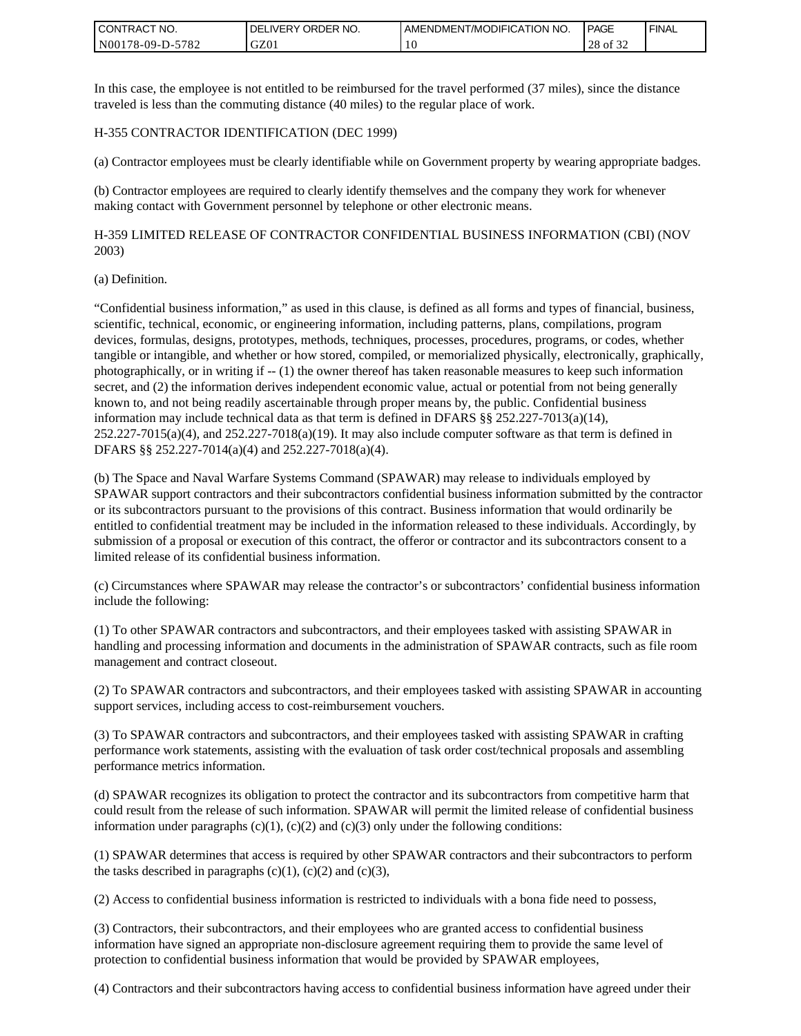In this case, the employee is not entitled to be reimbursed for the travel performed (37 miles), since the distance traveled is less than the commuting distance (40 miles) to the regular place of work.

H-355 CONTRACTOR IDENTIFICATION (DEC 1999)

(a) Contractor employees must be clearly identifiable while on Government property by wearing appropriate badges.

(b) Contractor employees are required to clearly identify themselves and the company they work for whenever making contact with Government personnel by telephone or other electronic means.

H-359 LIMITED RELEASE OF CONTRACTOR CONFIDENTIAL BUSINESS INFORMATION (CBI) (NOV 2003)

(a) Definition.

“Confidential business information,” as used in this clause, is defined as all forms and types of financial, business, scientific, technical, economic, or engineering information, including patterns, plans, compilations, program devices, formulas, designs, prototypes, methods, techniques, processes, procedures, programs, or codes, whether tangible or intangible, and whether or how stored, compiled, or memorialized physically, electronically, graphically, photographically, or in writing if -- (1) the owner thereof has taken reasonable measures to keep such information secret, and (2) the information derives independent economic value, actual or potential from not being generally known to, and not being readily ascertainable through proper means by, the public. Confidential business information may include technical data as that term is defined in DFARS §§ 252.227-7013(a)(14), 252.227-7015(a)(4), and 252.227-7018(a)(19). It may also include computer software as that term is defined in DFARS §§ 252.227-7014(a)(4) and 252.227-7018(a)(4).

(b) The Space and Naval Warfare Systems Command (SPAWAR) may release to individuals employed by SPAWAR support contractors and their subcontractors confidential business information submitted by the contractor or its subcontractors pursuant to the provisions of this contract. Business information that would ordinarily be entitled to confidential treatment may be included in the information released to these individuals. Accordingly, by submission of a proposal or execution of this contract, the offeror or contractor and its subcontractors consent to a limited release of its confidential business information.

(c) Circumstances where SPAWAR may release the contractor’s or subcontractors’ confidential business information include the following:

(1) To other SPAWAR contractors and subcontractors, and their employees tasked with assisting SPAWAR in handling and processing information and documents in the administration of SPAWAR contracts, such as file room management and contract closeout.

(2) To SPAWAR contractors and subcontractors, and their employees tasked with assisting SPAWAR in accounting support services, including access to cost-reimbursement vouchers.

(3) To SPAWAR contractors and subcontractors, and their employees tasked with assisting SPAWAR in crafting performance work statements, assisting with the evaluation of task order cost/technical proposals and assembling performance metrics information.

(d) SPAWAR recognizes its obligation to protect the contractor and its subcontractors from competitive harm that could result from the release of such information. SPAWAR will permit the limited release of confidential business information under paragraphs (c)(1), (c)(2) and (c)(3) only under the following conditions:

(1) SPAWAR determines that access is required by other SPAWAR contractors and their subcontractors to perform the tasks described in paragraphs (c)(1), (c)(2) and (c)(3),

(2) Access to confidential business information is restricted to individuals with a bona fide need to possess,

(3) Contractors, their subcontractors, and their employees who are granted access to confidential business information have signed an appropriate non-disclosure agreement requiring them to provide the same level of protection to confidential business information that would be provided by SPAWAR employees,

(4) Contractors and their subcontractors having access to confidential business information have agreed under their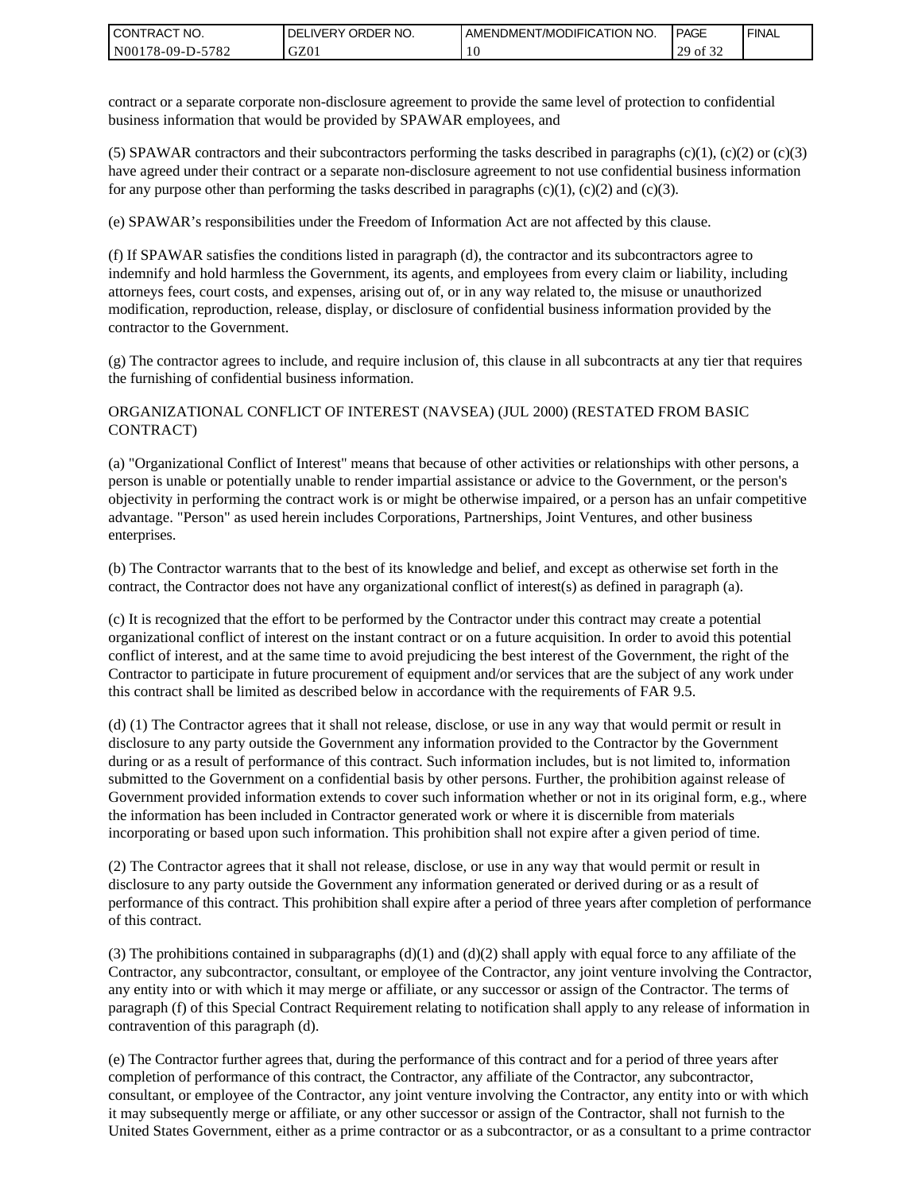contract or a separate corporate non-disclosure agreement to provide the same level of protection to confidential business information that would be provided by SPAWAR employees, and

(5) SPAWAR contractors and their subcontractors performing the tasks described in paragraphs (c)(1), (c)(2) or (c)(3) have agreed under their contract or a separate non-disclosure agreement to not use confidential business information for any purpose other than performing the tasks described in paragraphs (c)(1), (c)(2) and (c)(3).

(e) SPAWAR's responsibilities under the Freedom of Information Act are not affected by this clause.

(f) If SPAWAR satisfies the conditions listed in paragraph (d), the contractor and its subcontractors agree to indemnify and hold harmless the Government, its agents, and employees from every claim or liability, including attorneys fees, court costs, and expenses, arising out of, or in any way related to, the misuse or unauthorized modification, reproduction, release, display, or disclosure of confidential business information provided by the contractor to the Government.

(g) The contractor agrees to include, and require inclusion of, this clause in all subcontracts at any tier that requires the furnishing of confidential business information.

ORGANIZATIONAL CONFLICT OF INTEREST (NAVSEA) (JUL 2000) (RESTATED FROM BASIC CONTRACT)

(a) "Organizational Conflict of Interest" means that because of other activities or relationships with other persons, a person is unable or potentially unable to render impartial assistance or advice to the Government, or the person's objectivity in performing the contract work is or might be otherwise impaired, or a person has an unfair competitive advantage. "Person" as used herein includes Corporations, Partnerships, Joint Ventures, and other business enterprises.

(b) The Contractor warrants that to the best of its knowledge and belief, and except as otherwise set forth in the contract, the Contractor does not have any organizational conflict of interest(s) as defined in paragraph (a).

(c) It is recognized that the effort to be performed by the Contractor under this contract may create a potential organizational conflict of interest on the instant contract or on a future acquisition. In order to avoid this potential conflict of interest, and at the same time to avoid prejudicing the best interest of the Government, the right of the Contractor to participate in future procurement of equipment and/or services that are the subject of any work under this contract shall be limited as described below in accordance with the requirements of FAR 9.5.

(d) (1) The Contractor agrees that it shall not release, disclose, or use in any way that would permit or result in disclosure to any party outside the Government any information provided to the Contractor by the Government during or as a result of performance of this contract. Such information includes, but is not limited to, information submitted to the Government on a confidential basis by other persons. Further, the prohibition against release of Government provided information extends to cover such information whether or not in its original form, e.g., where the information has been included in Contractor generated work or where it is discernible from materials incorporating or based upon such information. This prohibition shall not expire after a given period of time.

(2) The Contractor agrees that it shall not release, disclose, or use in any way that would permit or result in disclosure to any party outside the Government any information generated or derived during or as a result of performance of this contract. This prohibition shall expire after a period of three years after completion of performance of this contract.

(3) The prohibitions contained in subparagraphs (d)(1) and (d)(2) shall apply with equal force to any affiliate of the Contractor, any subcontractor, consultant, or employee of the Contractor, any joint venture involving the Contractor, any entity into or with which it may merge or affiliate, or any successor or assign of the Contractor. The terms of paragraph (f) of this Special Contract Requirement relating to notification shall apply to any release of information in contravention of this paragraph (d).

(e) The Contractor further agrees that, during the performance of this contract and for a period of three years after completion of performance of this contract, the Contractor, any affiliate of the Contractor, any subcontractor, consultant, or employee of the Contractor, any joint venture involving the Contractor, any entity into or with which it may subsequently merge or affiliate, or any other successor or assign of the Contractor, shall not furnish to the United States Government, either as a prime contractor or as a subcontractor, or as a consultant to a prime contractor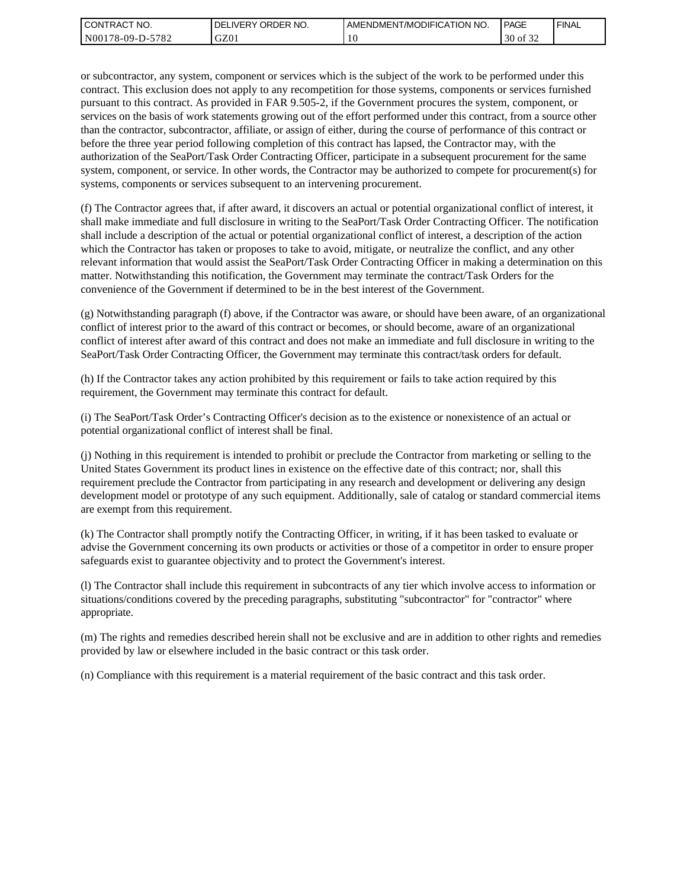or subcontractor, any system, component or services which is the subject of the work to be performed under this contract. This exclusion does not apply to any recompetition for those systems, components or services furnished pursuant to this contract. As provided in FAR 9.505-2, if the Government procures the system, component, or services on the basis of work statements growing out of the effort performed under this contract, from a source other than the contractor, subcontractor, affiliate, or assign of either, during the course of performance of this contract or before the three year period following completion of this contract has lapsed, the Contractor may, with the authorization of the SeaPort/Task Order Contracting Officer, participate in a subsequent procurement for the same system, component, or service. In other words, the Contractor may be authorized to compete for procurement(s) for systems, components or services subsequent to an intervening procurement.

(f) The Contractor agrees that, if after award, it discovers an actual or potential organizational conflict of interest, it shall make immediate and full disclosure in writing to the SeaPort/Task Order Contracting Officer. The notification shall include a description of the actual or potential organizational conflict of interest, a description of the action which the Contractor has taken or proposes to take to avoid, mitigate, or neutralize the conflict, and any other relevant information that would assist the SeaPort/Task Order Contracting Officer in making a determination on this matter. Notwithstanding this notification, the Government may terminate the contract/Task Orders for the convenience of the Government if determined to be in the best interest of the Government.

(g) Notwithstanding paragraph (f) above, if the Contractor was aware, or should have been aware, of an organizational conflict of interest prior to the award of this contract or becomes, or should become, aware of an organizational conflict of interest after award of this contract and does not make an immediate and full disclosure in writing to the SeaPort/Task Order Contracting Officer, the Government may terminate this contract/task orders for default.

(h) If the Contractor takes any action prohibited by this requirement or fails to take action required by this requirement, the Government may terminate this contract for default.

(i) The SeaPort/Task Order's Contracting Officer's decision as to the existence or nonexistence of an actual or potential organizational conflict of interest shall be final.

(j) Nothing in this requirement is intended to prohibit or preclude the Contractor from marketing or selling to the United States Government its product lines in existence on the effective date of this contract; nor, shall this requirement preclude the Contractor from participating in any research and development or delivering any design development model or prototype of any such equipment. Additionally, sale of catalog or standard commercial items are exempt from this requirement.

(k) The Contractor shall promptly notify the Contracting Officer, in writing, if it has been tasked to evaluate or advise the Government concerning its own products or activities or those of a competitor in order to ensure proper safeguards exist to guarantee objectivity and to protect the Government's interest.

(l) The Contractor shall include this requirement in subcontracts of any tier which involve access to information or situations/conditions covered by the preceding paragraphs, substituting "subcontractor" for "contractor" where appropriate.

(m) The rights and remedies described herein shall not be exclusive and are in addition to other rights and remedies provided by law or elsewhere included in the basic contract or this task order.

(n) Compliance with this requirement is a material requirement of the basic contract and this task order.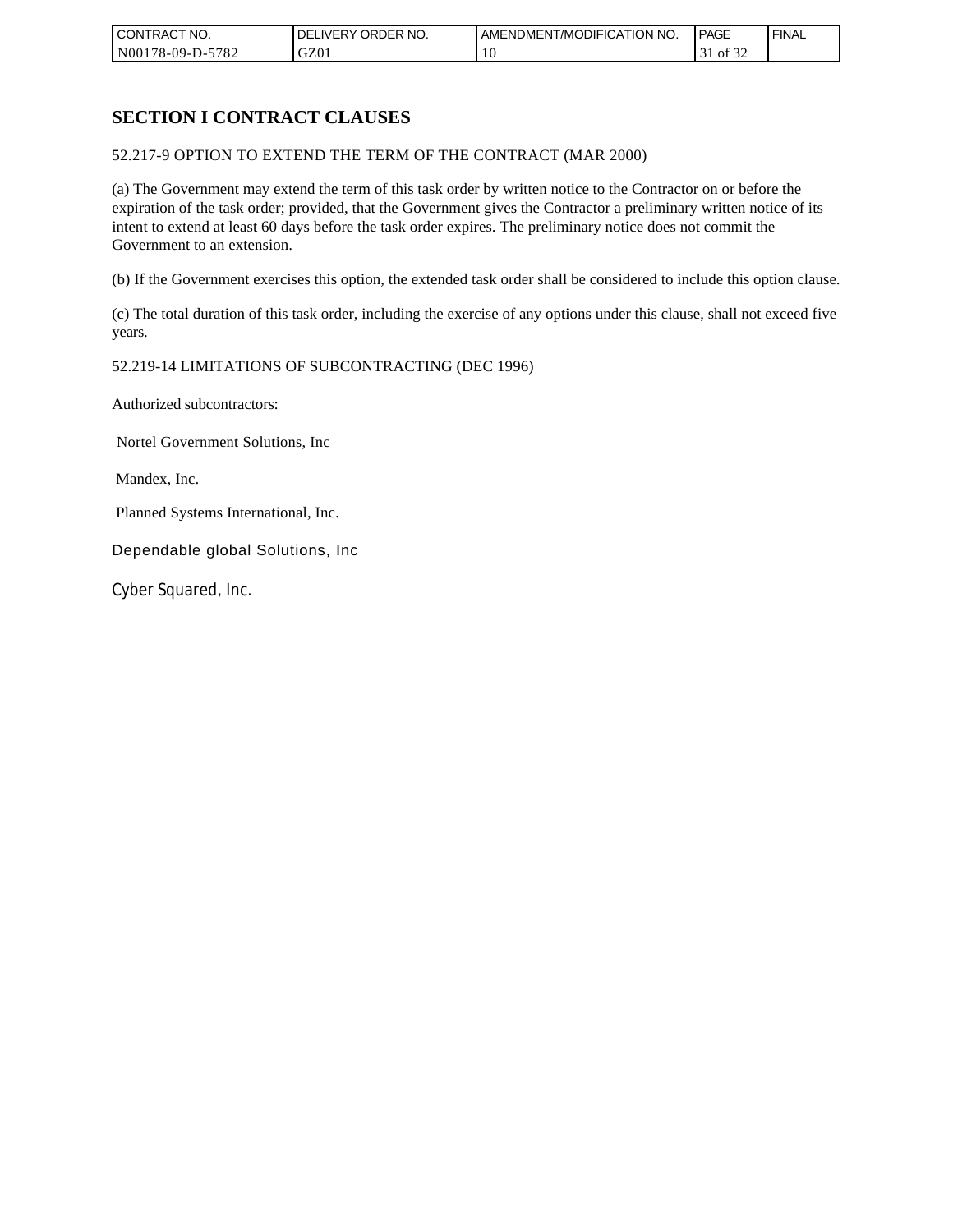# SECTION I CONTRACT CLAUSES

52.217-9 OPTION TO EXTEND THE TERM OF THE CONTRACT (MAR 2000)

(a) The Government may extend the term of this task order by written notice to the Contractor on or before the expiration of the task order; provided, that the Government gives the Contractor a preliminary written notice of its intent to extend at least 60 days before the task order expires. The preliminary notice does not commit the Government to an extension.

(b) If the Government exercises this option, the extended task order shall be considered to include this option clause.

(c) The total duration of this task order, including the exercise of any options under this clause, shall not exceed five years.

52.219-14 LIMITATIONS OF SUBCONTRACTING (DEC 1996)

Authorized subcontractors:

Nortel Government Solutions, Inc

Mandex, Inc.

Planned Systems International, Inc.

Dependable global Solutions, Inc

Cyber Squared, Inc.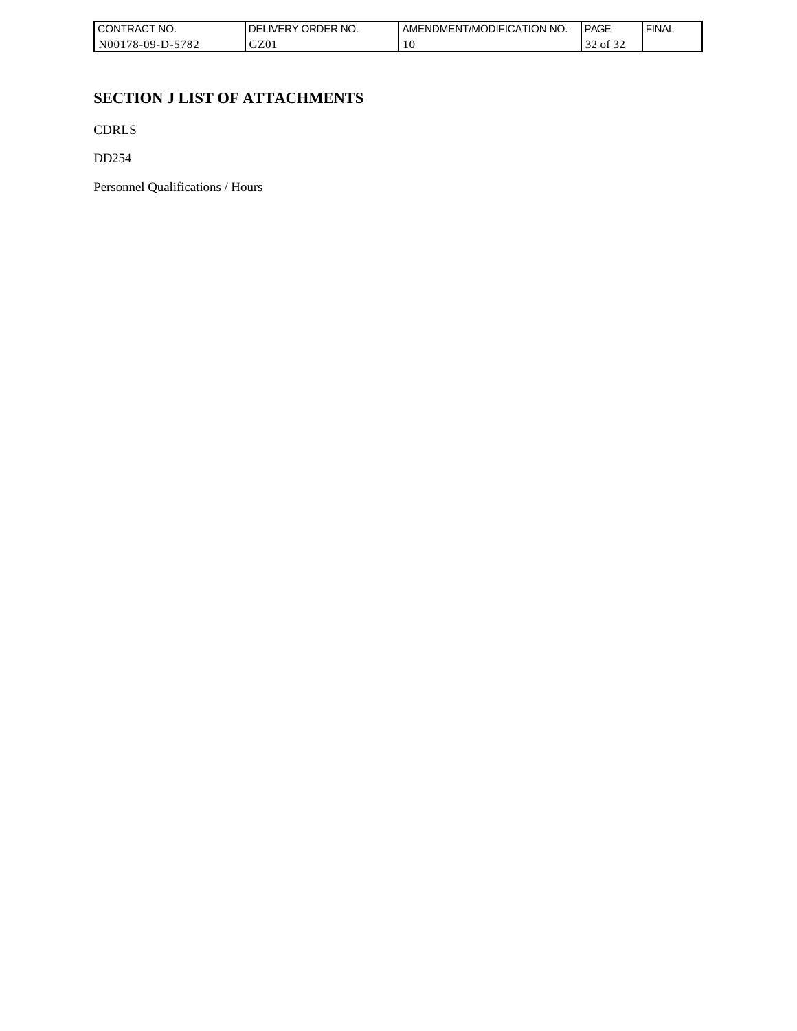## SECTION J LIST OF ATTACHMENTS

CDRLS

DD254

Personnel Qualifications / Hours